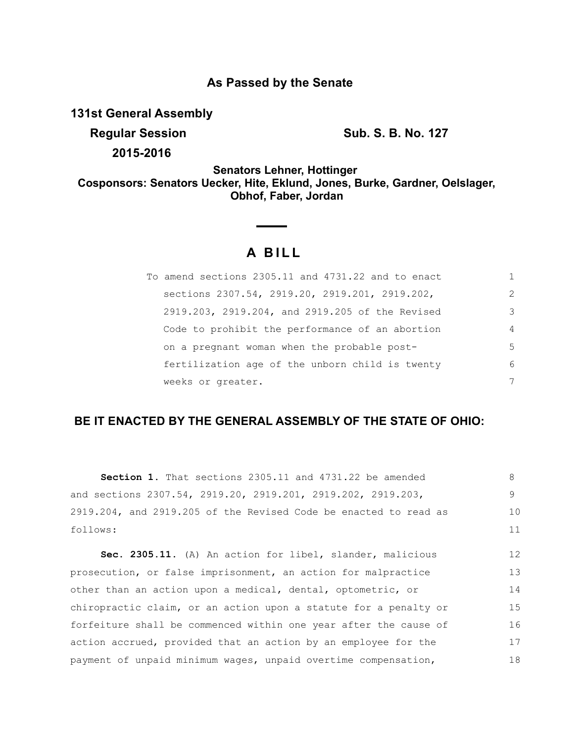**As Passed by the Senate**

**131st General Assembly**

**Regular Session** **Sub. S. B. No. 127**

**2015-2016**

**Senators Lehner, Hottinger**

**Cosponsors: Senators Uecker, Hite, Eklund, Jones, Burke, Gardner, Oelslager, Obhof, Faber, Jordan**

# A BILL

To amend sections 2305.11 and 4731.22 and to enact sections 2307.54, 2919.20, 2919.201, 2919.202, 2919.203, 2919.204, and 2919.205 of the Revised Code to prohibit the performance of an abortion on a pregnant woman when the probable post-fertilization age of the unborn child is twenty weeks or greater.

## BE IT ENACTED BY THE GENERAL ASSEMBLY OF THE STATE OF OHIO:

**Section 1.** That sections 2305.11 and 4731.22 be amended and sections 2307.54, 2919.20, 2919.201, 2919.202, 2919.203, 2919.204, and 2919.205 of the Revised Code be enacted to read as follows:

**Sec. 2305.11.** (A) An action for libel, slander, malicious prosecution, or false imprisonment, an action for malpractice other than an action upon a medical, dental, optometric, or chiropractic claim, or an action upon a statute for a penalty or forfeiture shall be commenced within one year after the cause of action accrued, provided that an action by an employee for the payment of unpaid minimum wages, unpaid overtime compensation,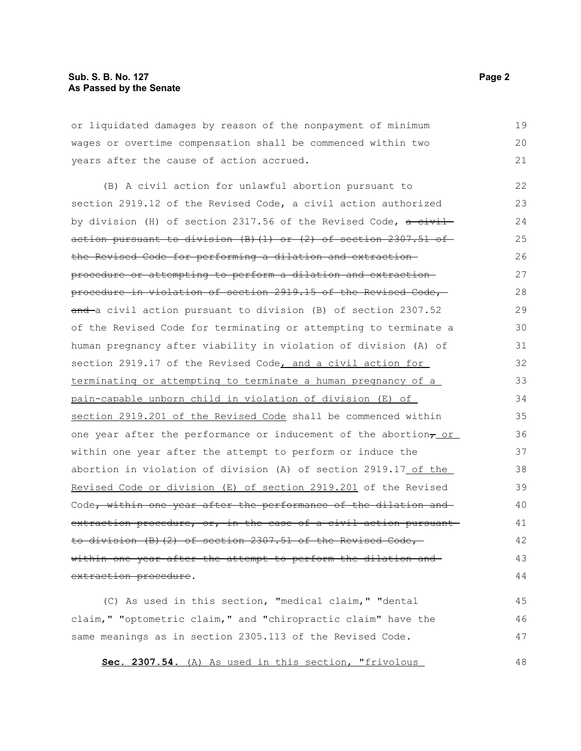or liquidated damages by reason of the nonpayment of minimum wages or overtime compensation shall be commenced within two years after the cause of action accrued.

(B) A civil action for unlawful abortion pursuant to section 2919.12 of the Revised Code, a civil action authorized by division (H) of section 2317.56 of the Revised Code, ~~a civil action pursuant to division (B)(1) or (2) of section 2307.51 of the Revised Code for performing a dilation and extraction procedure or attempting to perform a dilation and extraction procedure in violation of section 2919.15 of the Revised Code, and~~ a civil action pursuant to division (B) of section 2307.52 of the Revised Code for terminating or attempting to terminate a human pregnancy after viability in violation of division (A) of section 2919.17 of the Revised Code<u>, and a civil action for terminating or attempting to terminate a human pregnancy of a pain-capable unborn child in violation of division (E) of section 2919.201 of the Revised Code</u> shall be commenced within one year after the performance or inducement of the abortion~~,~~<u> or</u> within one year after the attempt to perform or induce the abortion in violation of division (A) of section 2919.17<u> of the Revised Code or division (E) of section 2919.201</u> of the Revised Code~~, within one year after the performance of the dilation and extraction procedure, or, in the case of a civil action pursuant to division (B)(2) of section 2307.51 of the Revised Code, within one year after the attempt to perform the dilation and extraction procedure~~.

(C) As used in this section, "medical claim," "dental claim," "optometric claim," and "chiropractic claim" have the same meanings as in section 2305.113 of the Revised Code.

<u>**Sec. 2307.54.** (A) As used in this section, "frivolous</u>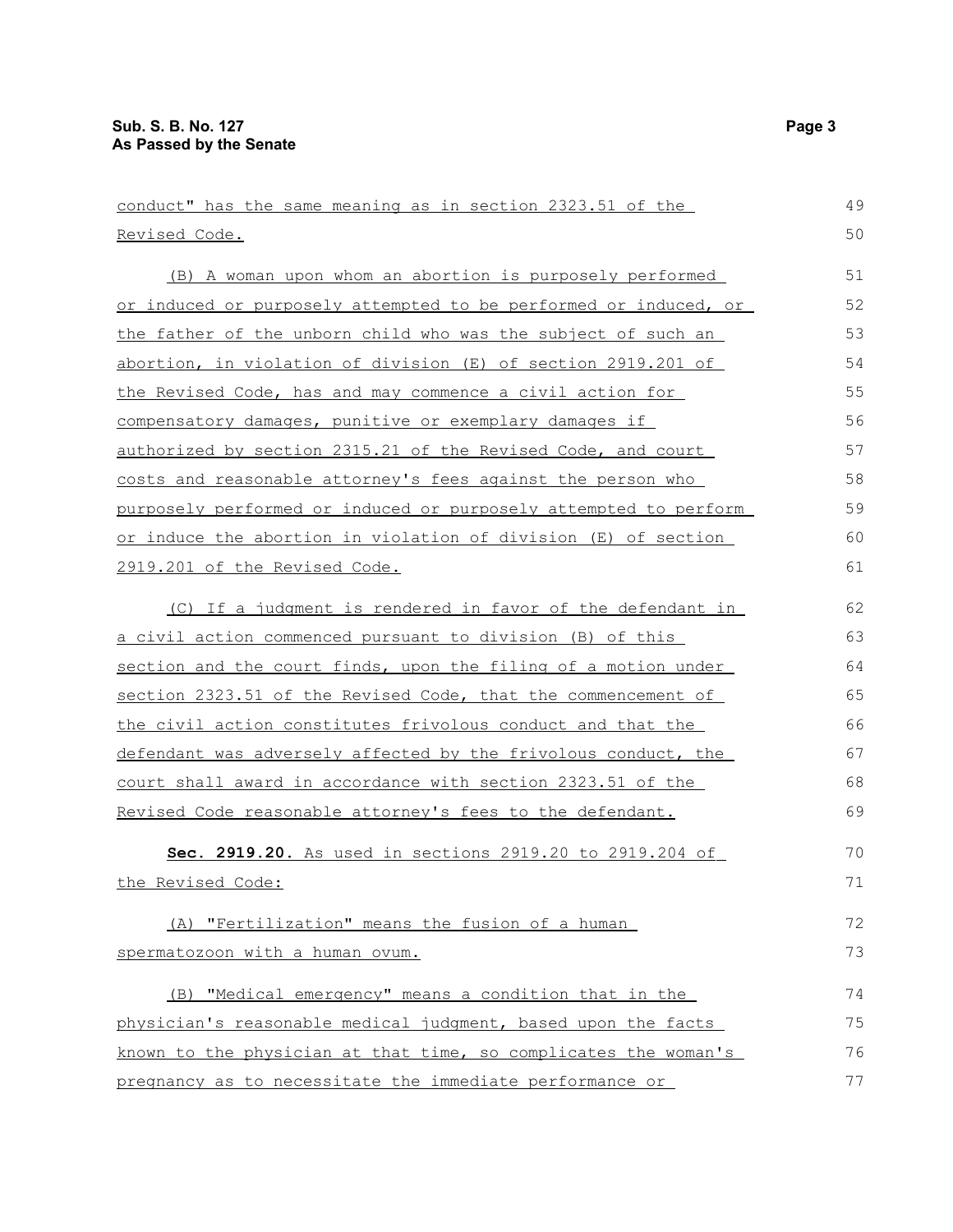conduct" has the same meaning as in section 2323.51 of the Revised Code.

(B) A woman upon whom an abortion is purposely performed or induced or purposely attempted to be performed or induced, or the father of the unborn child who was the subject of such an abortion, in violation of division (E) of section 2919.201 of the Revised Code, has and may commence a civil action for compensatory damages, punitive or exemplary damages if authorized by section 2315.21 of the Revised Code, and court costs and reasonable attorney's fees against the person who purposely performed or induced or purposely attempted to perform or induce the abortion in violation of division (E) of section 2919.201 of the Revised Code.

(C) If a judgment is rendered in favor of the defendant in a civil action commenced pursuant to division (B) of this section and the court finds, upon the filing of a motion under section 2323.51 of the Revised Code, that the commencement of the civil action constitutes frivolous conduct and that the defendant was adversely affected by the frivolous conduct, the court shall award in accordance with section 2323.51 of the Revised Code reasonable attorney's fees to the defendant.

**Sec. 2919.20.** As used in sections 2919.20 to 2919.204 of the Revised Code:

(A) "Fertilization" means the fusion of a human spermatozoon with a human ovum.

(B) "Medical emergency" means a condition that in the physician's reasonable medical judgment, based upon the facts known to the physician at that time, so complicates the woman's pregnancy as to necessitate the immediate performance or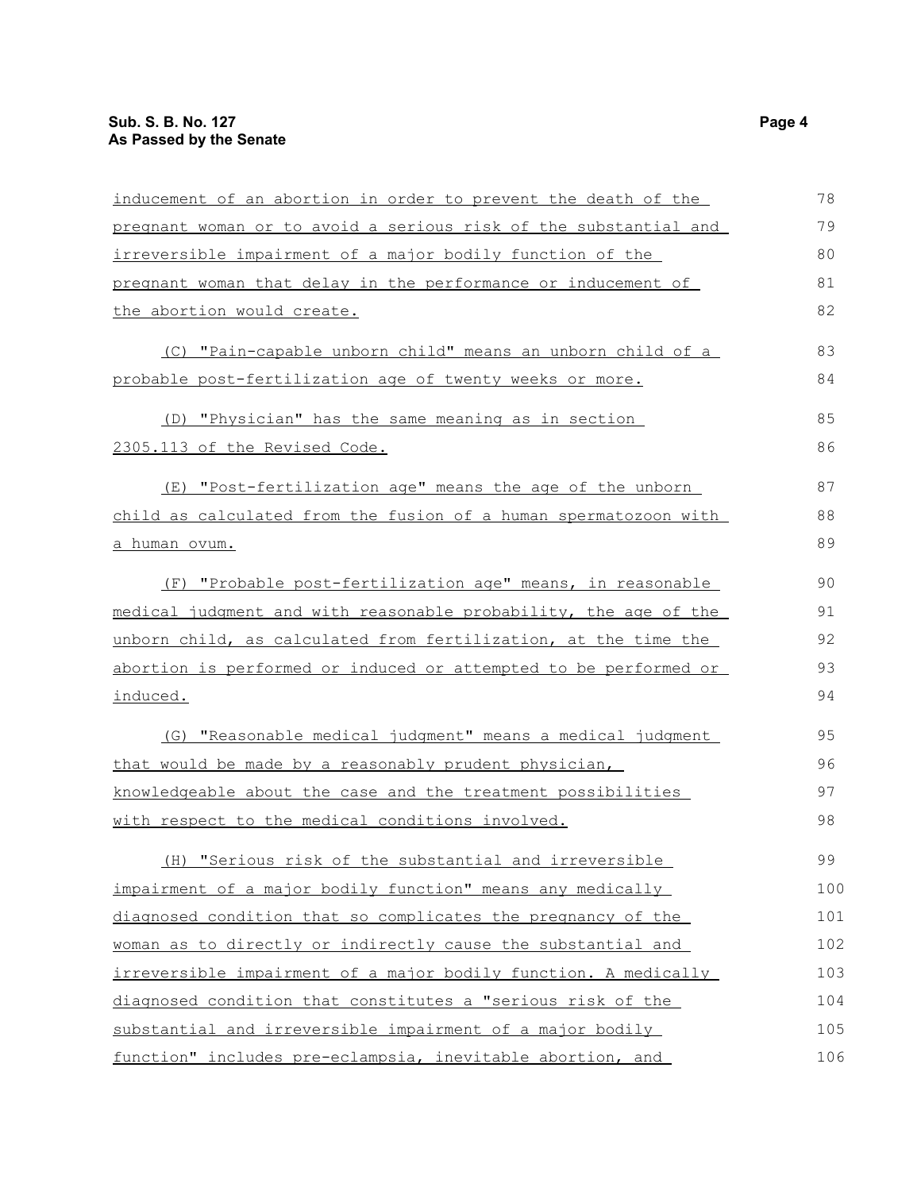inducement of an abortion in order to prevent the death of the pregnant woman or to avoid a serious risk of the substantial and irreversible impairment of a major bodily function of the pregnant woman that delay in the performance or inducement of the abortion would create.

(C) "Pain-capable unborn child" means an unborn child of a probable post-fertilization age of twenty weeks or more.

(D) "Physician" has the same meaning as in section 2305.113 of the Revised Code.

(E) "Post-fertilization age" means the age of the unborn child as calculated from the fusion of a human spermatozoon with a human ovum.

(F) "Probable post-fertilization age" means, in reasonable medical judgment and with reasonable probability, the age of the unborn child, as calculated from fertilization, at the time the abortion is performed or induced or attempted to be performed or induced.

(G) "Reasonable medical judgment" means a medical judgment that would be made by a reasonably prudent physician, knowledgeable about the case and the treatment possibilities with respect to the medical conditions involved.

(H) "Serious risk of the substantial and irreversible impairment of a major bodily function" means any medically diagnosed condition that so complicates the pregnancy of the woman as to directly or indirectly cause the substantial and irreversible impairment of a major bodily function. A medically diagnosed condition that constitutes a "serious risk of the substantial and irreversible impairment of a major bodily function" includes pre-eclampsia, inevitable abortion, and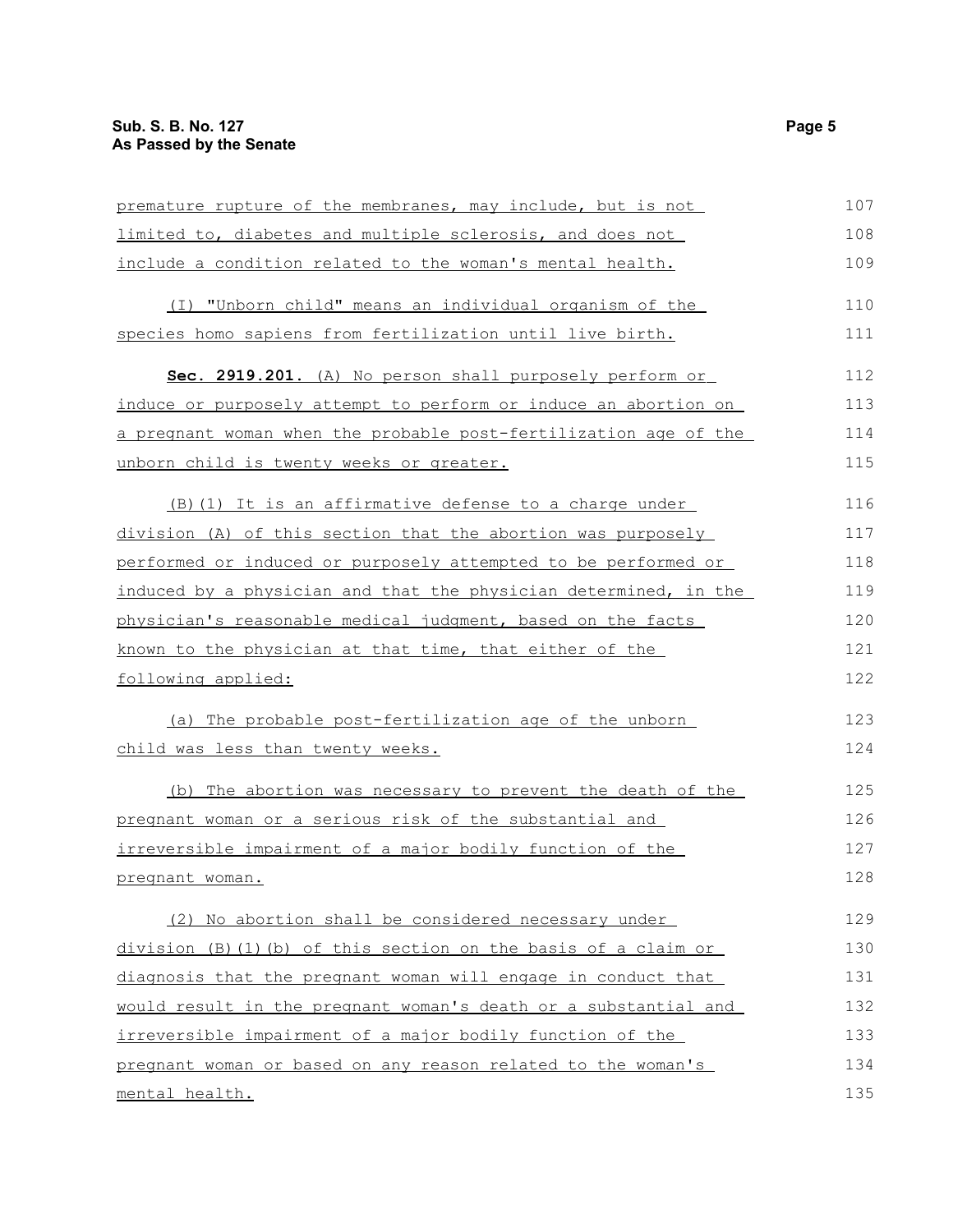premature rupture of the membranes, may include, but is not limited to, diabetes and multiple sclerosis, and does not include a condition related to the woman's mental health.

(I) "Unborn child" means an individual organism of the species homo sapiens from fertilization until live birth.

**Sec. 2919.201.** (A) No person shall purposely perform or induce or purposely attempt to perform or induce an abortion on a pregnant woman when the probable post-fertilization age of the unborn child is twenty weeks or greater.

(B)(1) It is an affirmative defense to a charge under division (A) of this section that the abortion was purposely performed or induced or purposely attempted to be performed or induced by a physician and that the physician determined, in the physician's reasonable medical judgment, based on the facts known to the physician at that time, that either of the following applied:

(a) The probable post-fertilization age of the unborn child was less than twenty weeks.

(b) The abortion was necessary to prevent the death of the pregnant woman or a serious risk of the substantial and irreversible impairment of a major bodily function of the pregnant woman.

(2) No abortion shall be considered necessary under division (B)(1)(b) of this section on the basis of a claim or diagnosis that the pregnant woman will engage in conduct that would result in the pregnant woman's death or a substantial and irreversible impairment of a major bodily function of the pregnant woman or based on any reason related to the woman's mental health.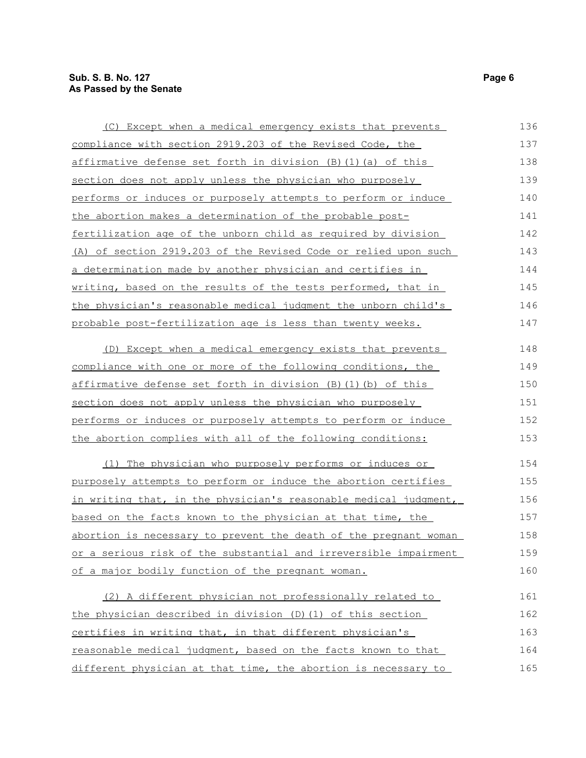(C) Except when a medical emergency exists that prevents compliance with section 2919.203 of the Revised Code, the affirmative defense set forth in division (B)(1)(a) of this section does not apply unless the physician who purposely performs or induces or purposely attempts to perform or induce the abortion makes a determination of the probable post-fertilization age of the unborn child as required by division (A) of section 2919.203 of the Revised Code or relied upon such a determination made by another physician and certifies in writing, based on the results of the tests performed, that in the physician's reasonable medical judgment the unborn child's probable post-fertilization age is less than twenty weeks.

(D) Except when a medical emergency exists that prevents compliance with one or more of the following conditions, the affirmative defense set forth in division (B)(1)(b) of this section does not apply unless the physician who purposely performs or induces or purposely attempts to perform or induce the abortion complies with all of the following conditions:

(1) The physician who purposely performs or induces or purposely attempts to perform or induce the abortion certifies in writing that, in the physician's reasonable medical judgment, based on the facts known to the physician at that time, the abortion is necessary to prevent the death of the pregnant woman or a serious risk of the substantial and irreversible impairment of a major bodily function of the pregnant woman.

(2) A different physician not professionally related to the physician described in division (D)(1) of this section certifies in writing that, in that different physician's reasonable medical judgment, based on the facts known to that different physician at that time, the abortion is necessary to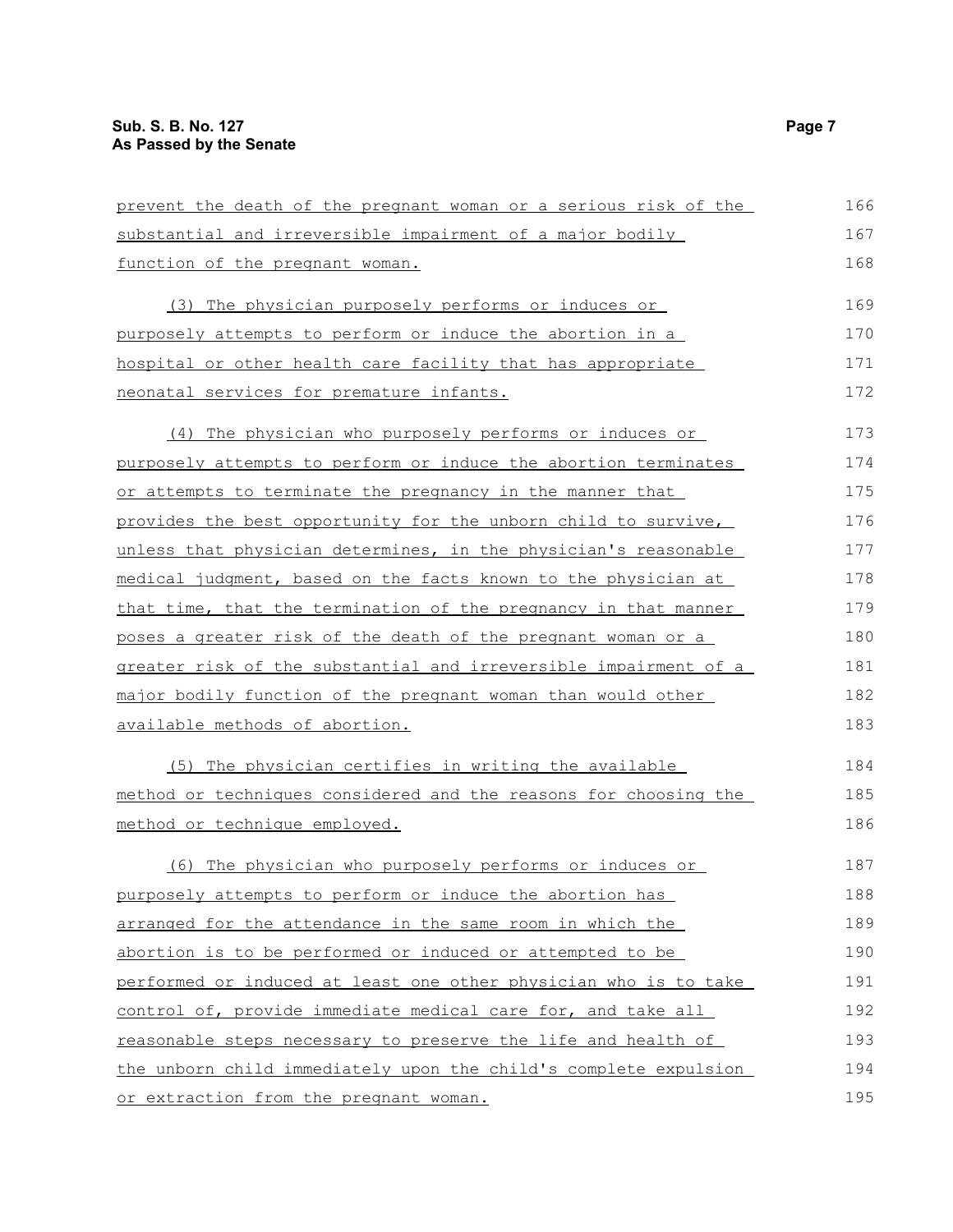prevent the death of the pregnant woman or a serious risk of the substantial and irreversible impairment of a major bodily function of the pregnant woman.

(3) The physician purposely performs or induces or purposely attempts to perform or induce the abortion in a hospital or other health care facility that has appropriate neonatal services for premature infants.

(4) The physician who purposely performs or induces or purposely attempts to perform or induce the abortion terminates or attempts to terminate the pregnancy in the manner that provides the best opportunity for the unborn child to survive, unless that physician determines, in the physician's reasonable medical judgment, based on the facts known to the physician at that time, that the termination of the pregnancy in that manner poses a greater risk of the death of the pregnant woman or a greater risk of the substantial and irreversible impairment of a major bodily function of the pregnant woman than would other available methods of abortion.

(5) The physician certifies in writing the available method or techniques considered and the reasons for choosing the method or technique employed.

(6) The physician who purposely performs or induces or purposely attempts to perform or induce the abortion has arranged for the attendance in the same room in which the abortion is to be performed or induced or attempted to be performed or induced at least one other physician who is to take control of, provide immediate medical care for, and take all reasonable steps necessary to preserve the life and health of the unborn child immediately upon the child's complete expulsion or extraction from the pregnant woman.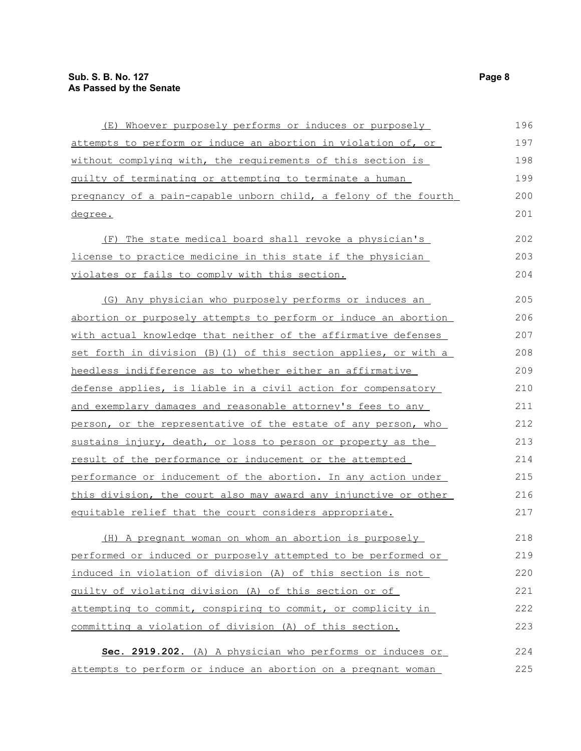(E) Whoever purposely performs or induces or purposely attempts to perform or induce an abortion in violation of, or without complying with, the requirements of this section is guilty of terminating or attempting to terminate a human pregnancy of a pain-capable unborn child, a felony of the fourth degree.

(F) The state medical board shall revoke a physician's license to practice medicine in this state if the physician violates or fails to comply with this section.

(G) Any physician who purposely performs or induces an abortion or purposely attempts to perform or induce an abortion with actual knowledge that neither of the affirmative defenses set forth in division (B)(1) of this section applies, or with a heedless indifference as to whether either an affirmative defense applies, is liable in a civil action for compensatory and exemplary damages and reasonable attorney's fees to any person, or the representative of the estate of any person, who sustains injury, death, or loss to person or property as the result of the performance or inducement or the attempted performance or inducement of the abortion. In any action under this division, the court also may award any injunctive or other equitable relief that the court considers appropriate.

(H) A pregnant woman on whom an abortion is purposely performed or induced or purposely attempted to be performed or induced in violation of division (A) of this section is not guilty of violating division (A) of this section or of attempting to commit, conspiring to commit, or complicity in committing a violation of division (A) of this section.

**Sec. 2919.202.** (A) A physician who performs or induces or attempts to perform or induce an abortion on a pregnant woman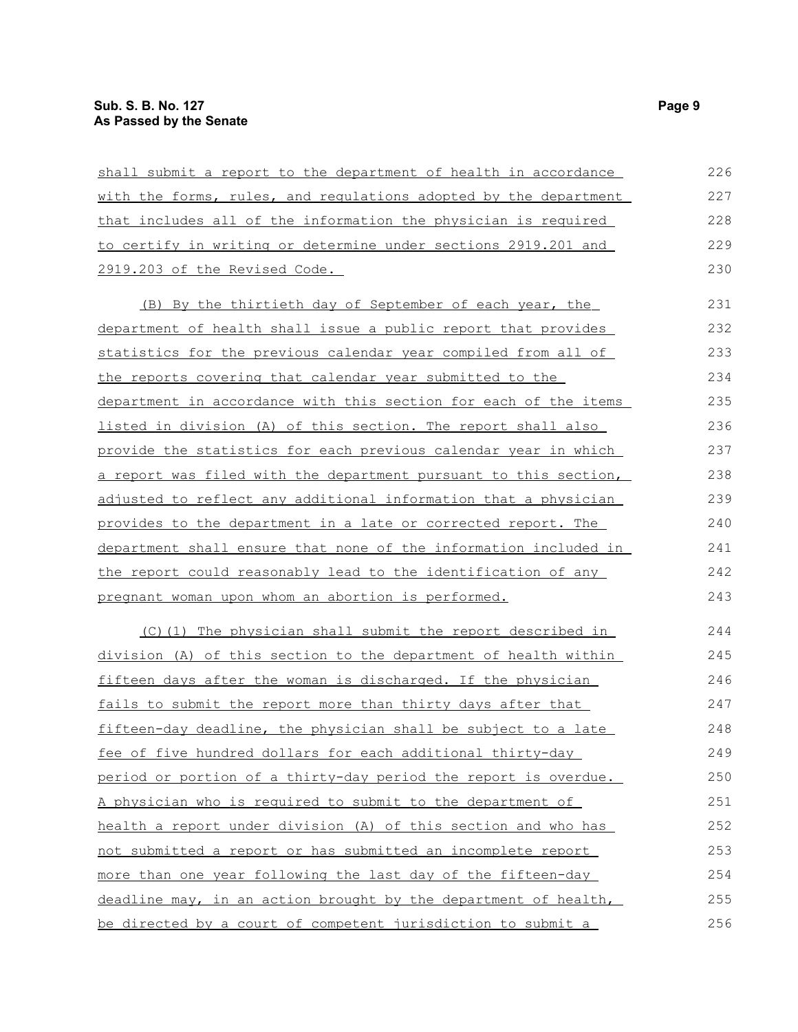shall submit a report to the department of health in accordance with the forms, rules, and regulations adopted by the department that includes all of the information the physician is required to certify in writing or determine under sections 2919.201 and 2919.203 of the Revised Code.

(B) By the thirtieth day of September of each year, the department of health shall issue a public report that provides statistics for the previous calendar year compiled from all of the reports covering that calendar year submitted to the department in accordance with this section for each of the items listed in division (A) of this section. The report shall also provide the statistics for each previous calendar year in which a report was filed with the department pursuant to this section, adjusted to reflect any additional information that a physician provides to the department in a late or corrected report. The department shall ensure that none of the information included in the report could reasonably lead to the identification of any pregnant woman upon whom an abortion is performed.

(C)(1) The physician shall submit the report described in division (A) of this section to the department of health within fifteen days after the woman is discharged. If the physician fails to submit the report more than thirty days after that fifteen-day deadline, the physician shall be subject to a late fee of five hundred dollars for each additional thirty-day period or portion of a thirty-day period the report is overdue. A physician who is required to submit to the department of health a report under division (A) of this section and who has not submitted a report or has submitted an incomplete report more than one year following the last day of the fifteen-day deadline may, in an action brought by the department of health, be directed by a court of competent jurisdiction to submit a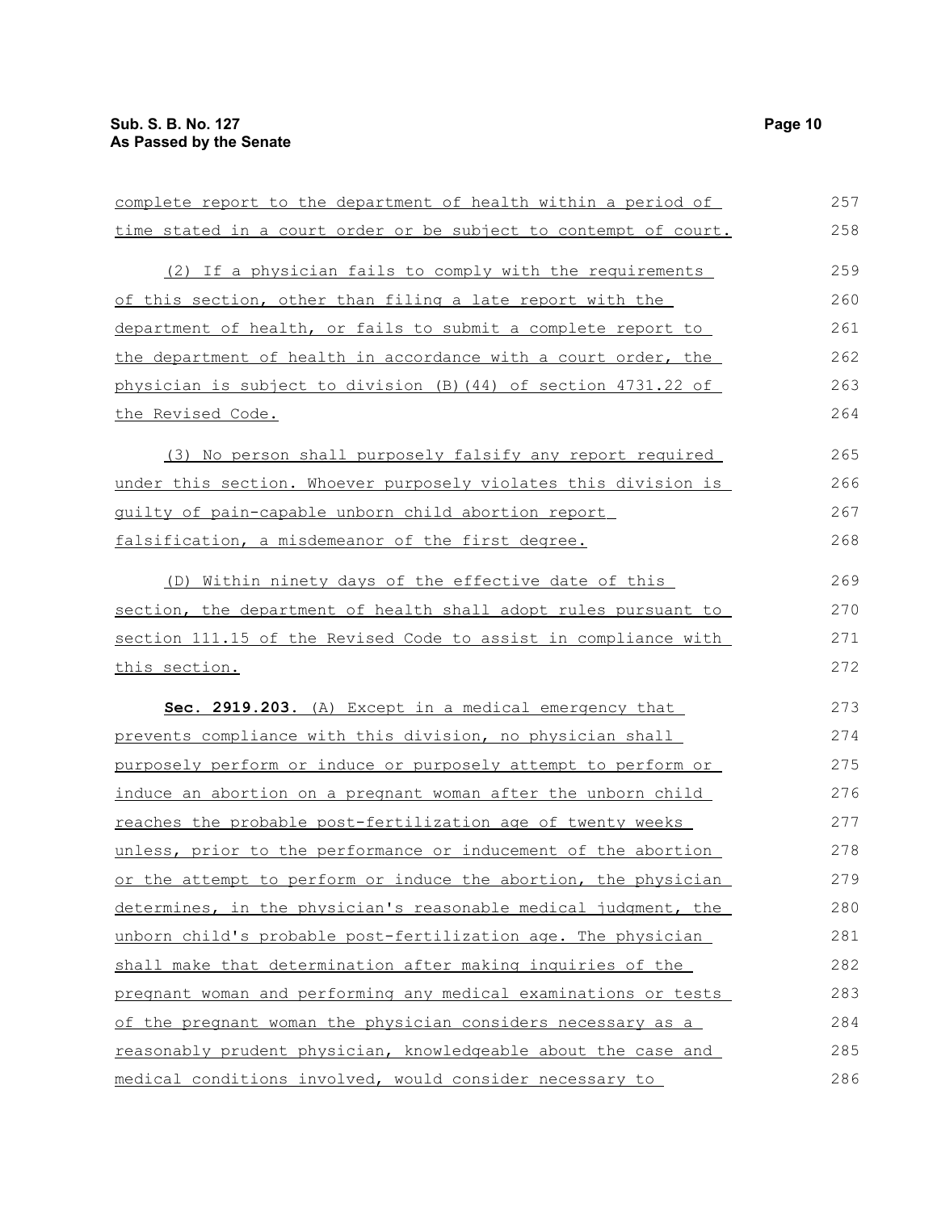complete report to the department of health within a period of time stated in a court order or be subject to contempt of court.

(2) If a physician fails to comply with the requirements of this section, other than filing a late report with the department of health, or fails to submit a complete report to the department of health in accordance with a court order, the physician is subject to division (B)(44) of section 4731.22 of the Revised Code.

(3) No person shall purposely falsify any report required under this section. Whoever purposely violates this division is guilty of pain-capable unborn child abortion report falsification, a misdemeanor of the first degree.

(D) Within ninety days of the effective date of this section, the department of health shall adopt rules pursuant to section 111.15 of the Revised Code to assist in compliance with this section.

**Sec. 2919.203.** (A) Except in a medical emergency that prevents compliance with this division, no physician shall purposely perform or induce or purposely attempt to perform or induce an abortion on a pregnant woman after the unborn child reaches the probable post-fertilization age of twenty weeks unless, prior to the performance or inducement of the abortion or the attempt to perform or induce the abortion, the physician determines, in the physician's reasonable medical judgment, the unborn child's probable post-fertilization age. The physician shall make that determination after making inquiries of the pregnant woman and performing any medical examinations or tests of the pregnant woman the physician considers necessary as a reasonably prudent physician, knowledgeable about the case and medical conditions involved, would consider necessary to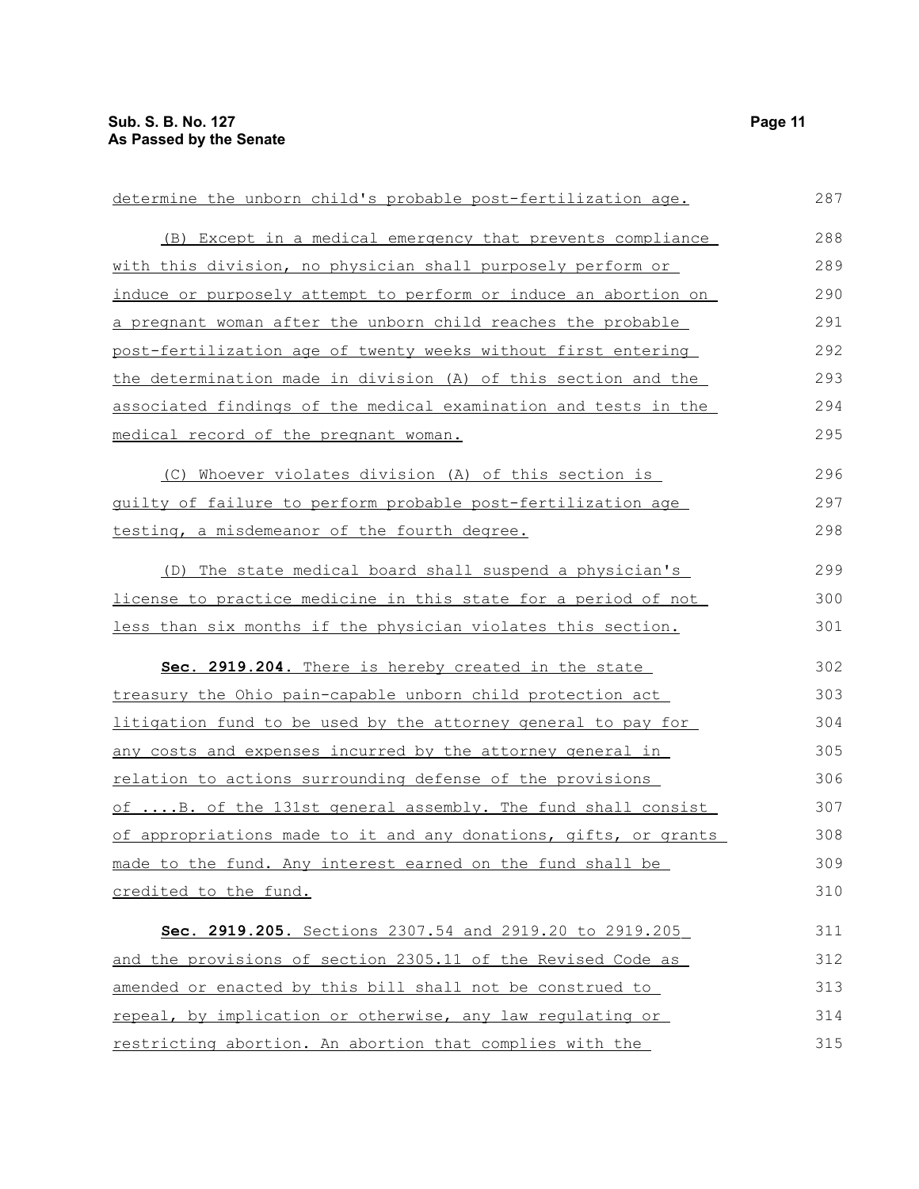determine the unborn child's probable post-fertilization age.

(B) Except in a medical emergency that prevents compliance with this division, no physician shall purposely perform or induce or purposely attempt to perform or induce an abortion on a pregnant woman after the unborn child reaches the probable post-fertilization age of twenty weeks without first entering the determination made in division (A) of this section and the associated findings of the medical examination and tests in the medical record of the pregnant woman.

(C) Whoever violates division (A) of this section is guilty of failure to perform probable post-fertilization age testing, a misdemeanor of the fourth degree.

(D) The state medical board shall suspend a physician's license to practice medicine in this state for a period of not less than six months if the physician violates this section.

**Sec. 2919.204.** There is hereby created in the state treasury the Ohio pain-capable unborn child protection act litigation fund to be used by the attorney general to pay for any costs and expenses incurred by the attorney general in relation to actions surrounding defense of the provisions of ....B. of the 131st general assembly. The fund shall consist of appropriations made to it and any donations, gifts, or grants made to the fund. Any interest earned on the fund shall be credited to the fund.

**Sec. 2919.205.** Sections 2307.54 and 2919.20 to 2919.205 and the provisions of section 2305.11 of the Revised Code as amended or enacted by this bill shall not be construed to repeal, by implication or otherwise, any law regulating or restricting abortion. An abortion that complies with the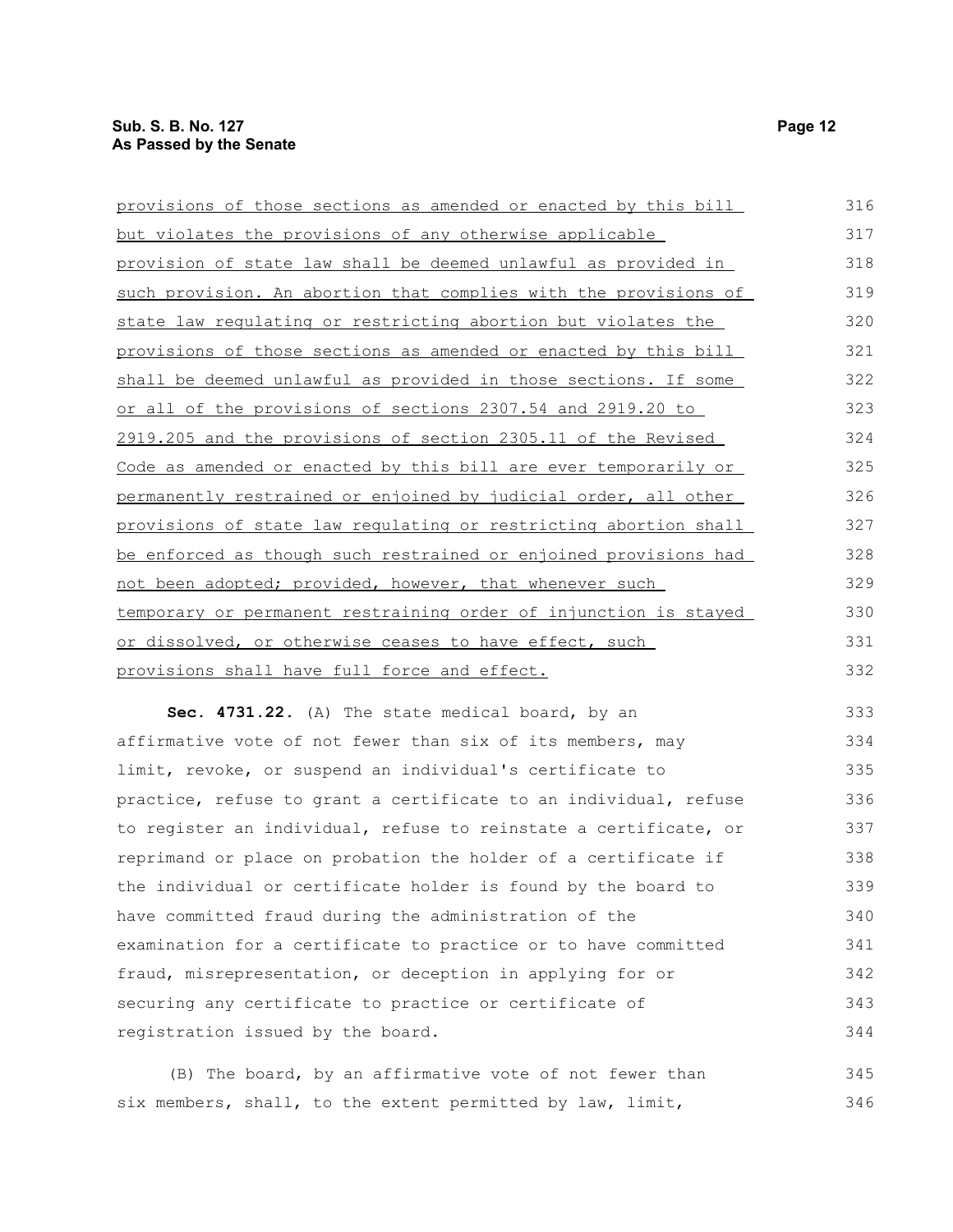provisions of those sections as amended or enacted by this bill but violates the provisions of any otherwise applicable provision of state law shall be deemed unlawful as provided in such provision. An abortion that complies with the provisions of state law regulating or restricting abortion but violates the provisions of those sections as amended or enacted by this bill shall be deemed unlawful as provided in those sections. If some or all of the provisions of sections 2307.54 and 2919.20 to 2919.205 and the provisions of section 2305.11 of the Revised Code as amended or enacted by this bill are ever temporarily or permanently restrained or enjoined by judicial order, all other provisions of state law regulating or restricting abortion shall be enforced as though such restrained or enjoined provisions had not been adopted; provided, however, that whenever such temporary or permanent restraining order of injunction is stayed or dissolved, or otherwise ceases to have effect, such provisions shall have full force and effect.

**Sec. 4731.22.** (A) The state medical board, by an affirmative vote of not fewer than six of its members, may limit, revoke, or suspend an individual's certificate to practice, refuse to grant a certificate to an individual, refuse to register an individual, refuse to reinstate a certificate, or reprimand or place on probation the holder of a certificate if the individual or certificate holder is found by the board to have committed fraud during the administration of the examination for a certificate to practice or to have committed fraud, misrepresentation, or deception in applying for or securing any certificate to practice or certificate of registration issued by the board.

(B) The board, by an affirmative vote of not fewer than six members, shall, to the extent permitted by law, limit,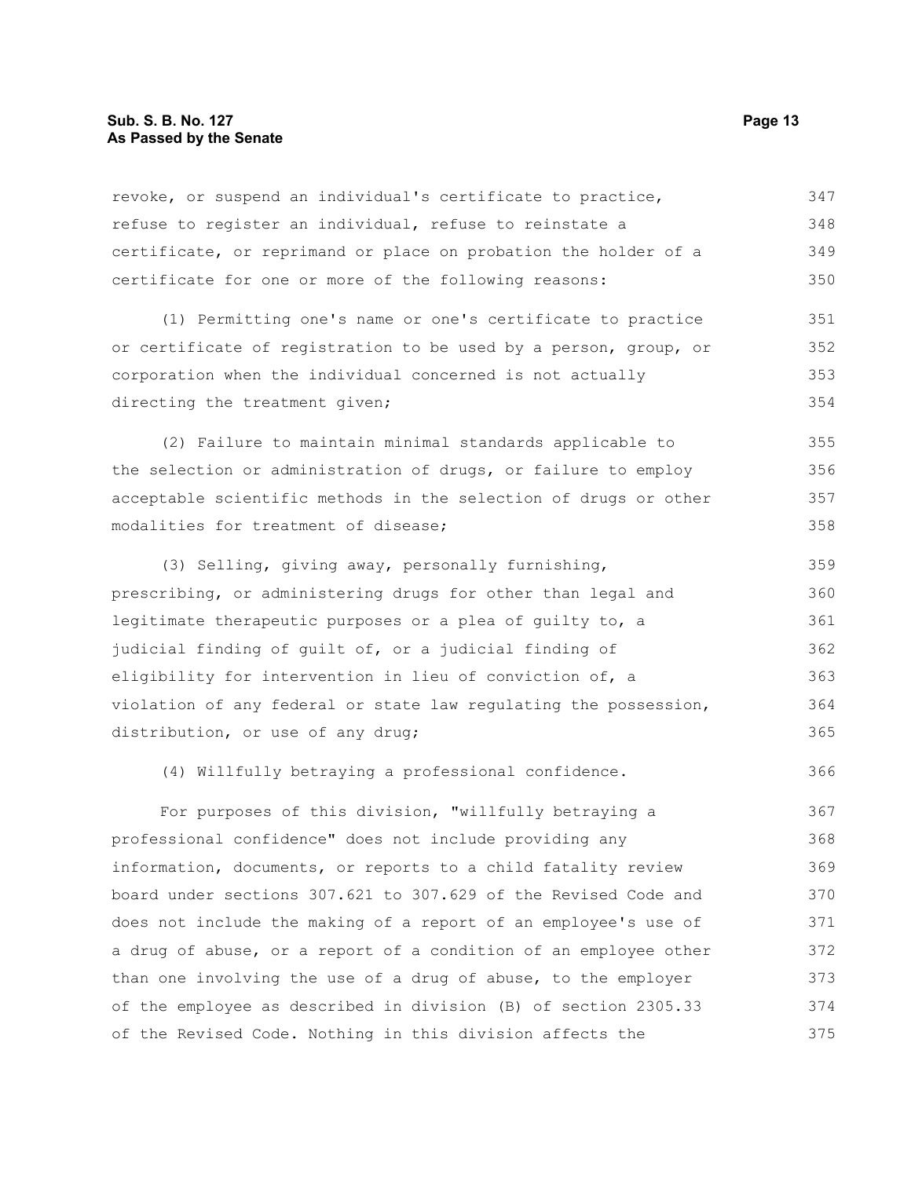revoke, or suspend an individual's certificate to practice, refuse to register an individual, refuse to reinstate a certificate, or reprimand or place on probation the holder of a certificate for one or more of the following reasons:

(1) Permitting one's name or one's certificate to practice or certificate of registration to be used by a person, group, or corporation when the individual concerned is not actually directing the treatment given;

(2) Failure to maintain minimal standards applicable to the selection or administration of drugs, or failure to employ acceptable scientific methods in the selection of drugs or other modalities for treatment of disease;

(3) Selling, giving away, personally furnishing, prescribing, or administering drugs for other than legal and legitimate therapeutic purposes or a plea of guilty to, a judicial finding of guilt of, or a judicial finding of eligibility for intervention in lieu of conviction of, a violation of any federal or state law regulating the possession, distribution, or use of any drug;

(4) Willfully betraying a professional confidence.

For purposes of this division, "willfully betraying a professional confidence" does not include providing any information, documents, or reports to a child fatality review board under sections 307.621 to 307.629 of the Revised Code and does not include the making of a report of an employee's use of a drug of abuse, or a report of a condition of an employee other than one involving the use of a drug of abuse, to the employer of the employee as described in division (B) of section 2305.33 of the Revised Code. Nothing in this division affects the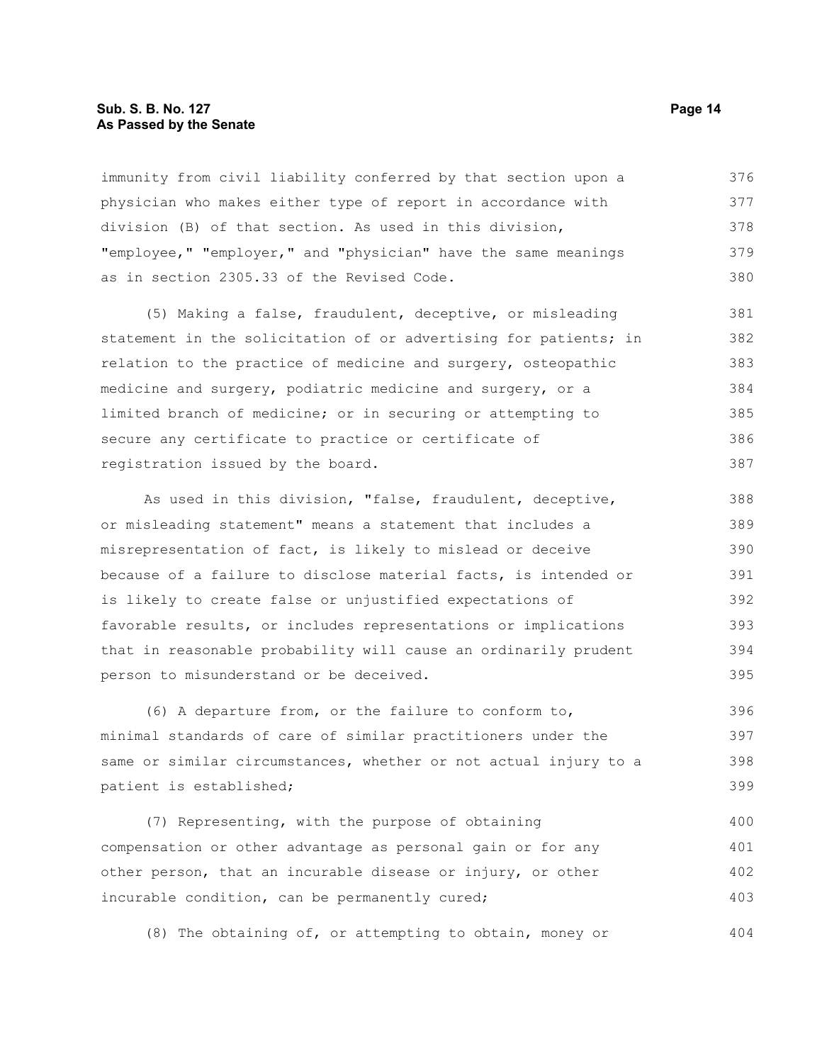immunity from civil liability conferred by that section upon a physician who makes either type of report in accordance with division (B) of that section. As used in this division, "employee," "employer," and "physician" have the same meanings as in section 2305.33 of the Revised Code.

(5) Making a false, fraudulent, deceptive, or misleading statement in the solicitation of or advertising for patients; in relation to the practice of medicine and surgery, osteopathic medicine and surgery, podiatric medicine and surgery, or a limited branch of medicine; or in securing or attempting to secure any certificate to practice or certificate of registration issued by the board.

As used in this division, "false, fraudulent, deceptive, or misleading statement" means a statement that includes a misrepresentation of fact, is likely to mislead or deceive because of a failure to disclose material facts, is intended or is likely to create false or unjustified expectations of favorable results, or includes representations or implications that in reasonable probability will cause an ordinarily prudent person to misunderstand or be deceived.

(6) A departure from, or the failure to conform to, minimal standards of care of similar practitioners under the same or similar circumstances, whether or not actual injury to a patient is established;

(7) Representing, with the purpose of obtaining compensation or other advantage as personal gain or for any other person, that an incurable disease or injury, or other incurable condition, can be permanently cured;

(8) The obtaining of, or attempting to obtain, money or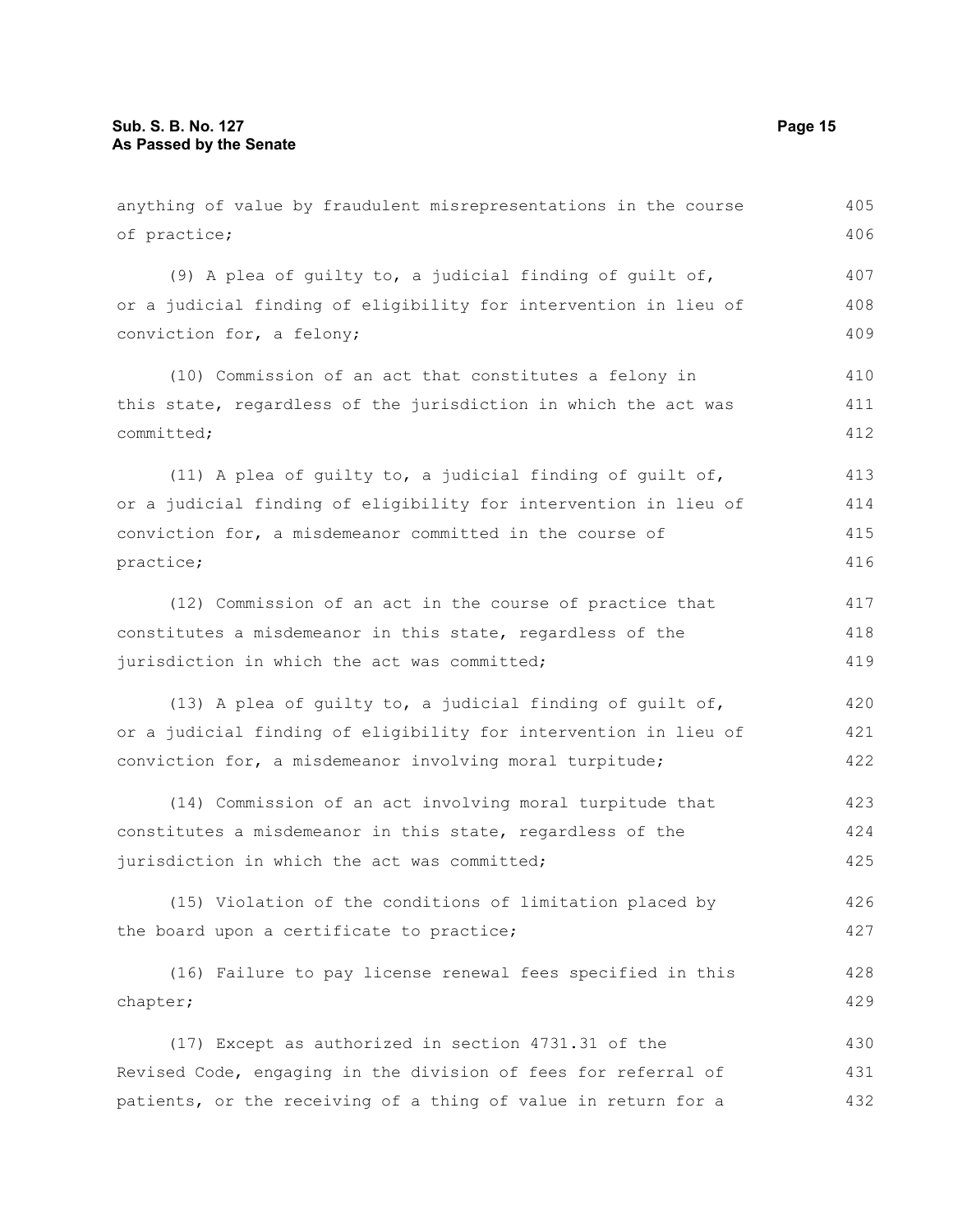anything of value by fraudulent misrepresentations in the course of practice;

(9) A plea of guilty to, a judicial finding of guilt of, or a judicial finding of eligibility for intervention in lieu of conviction for, a felony;

(10) Commission of an act that constitutes a felony in this state, regardless of the jurisdiction in which the act was committed;

(11) A plea of guilty to, a judicial finding of guilt of, or a judicial finding of eligibility for intervention in lieu of conviction for, a misdemeanor committed in the course of practice;

(12) Commission of an act in the course of practice that constitutes a misdemeanor in this state, regardless of the jurisdiction in which the act was committed;

(13) A plea of guilty to, a judicial finding of guilt of, or a judicial finding of eligibility for intervention in lieu of conviction for, a misdemeanor involving moral turpitude;

(14) Commission of an act involving moral turpitude that constitutes a misdemeanor in this state, regardless of the jurisdiction in which the act was committed;

(15) Violation of the conditions of limitation placed by the board upon a certificate to practice;

(16) Failure to pay license renewal fees specified in this chapter;

(17) Except as authorized in section 4731.31 of the Revised Code, engaging in the division of fees for referral of patients, or the receiving of a thing of value in return for a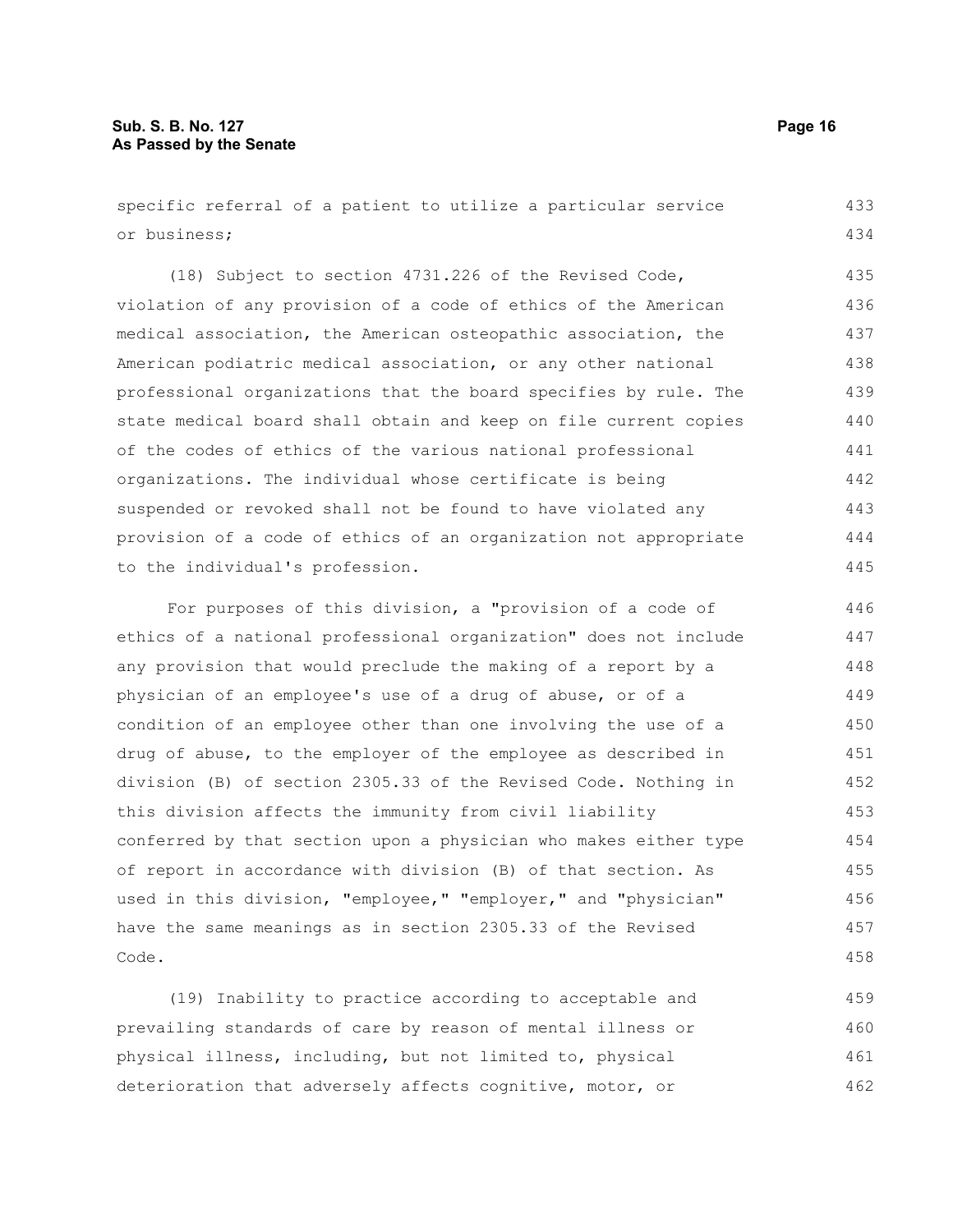specific referral of a patient to utilize a particular service or business;

(18) Subject to section 4731.226 of the Revised Code, violation of any provision of a code of ethics of the American medical association, the American osteopathic association, the American podiatric medical association, or any other national professional organizations that the board specifies by rule. The state medical board shall obtain and keep on file current copies of the codes of ethics of the various national professional organizations. The individual whose certificate is being suspended or revoked shall not be found to have violated any provision of a code of ethics of an organization not appropriate to the individual's profession.

For purposes of this division, a "provision of a code of ethics of a national professional organization" does not include any provision that would preclude the making of a report by a physician of an employee's use of a drug of abuse, or of a condition of an employee other than one involving the use of a drug of abuse, to the employer of the employee as described in division (B) of section 2305.33 of the Revised Code. Nothing in this division affects the immunity from civil liability conferred by that section upon a physician who makes either type of report in accordance with division (B) of that section. As used in this division, "employee," "employer," and "physician" have the same meanings as in section 2305.33 of the Revised Code.

(19) Inability to practice according to acceptable and prevailing standards of care by reason of mental illness or physical illness, including, but not limited to, physical deterioration that adversely affects cognitive, motor, or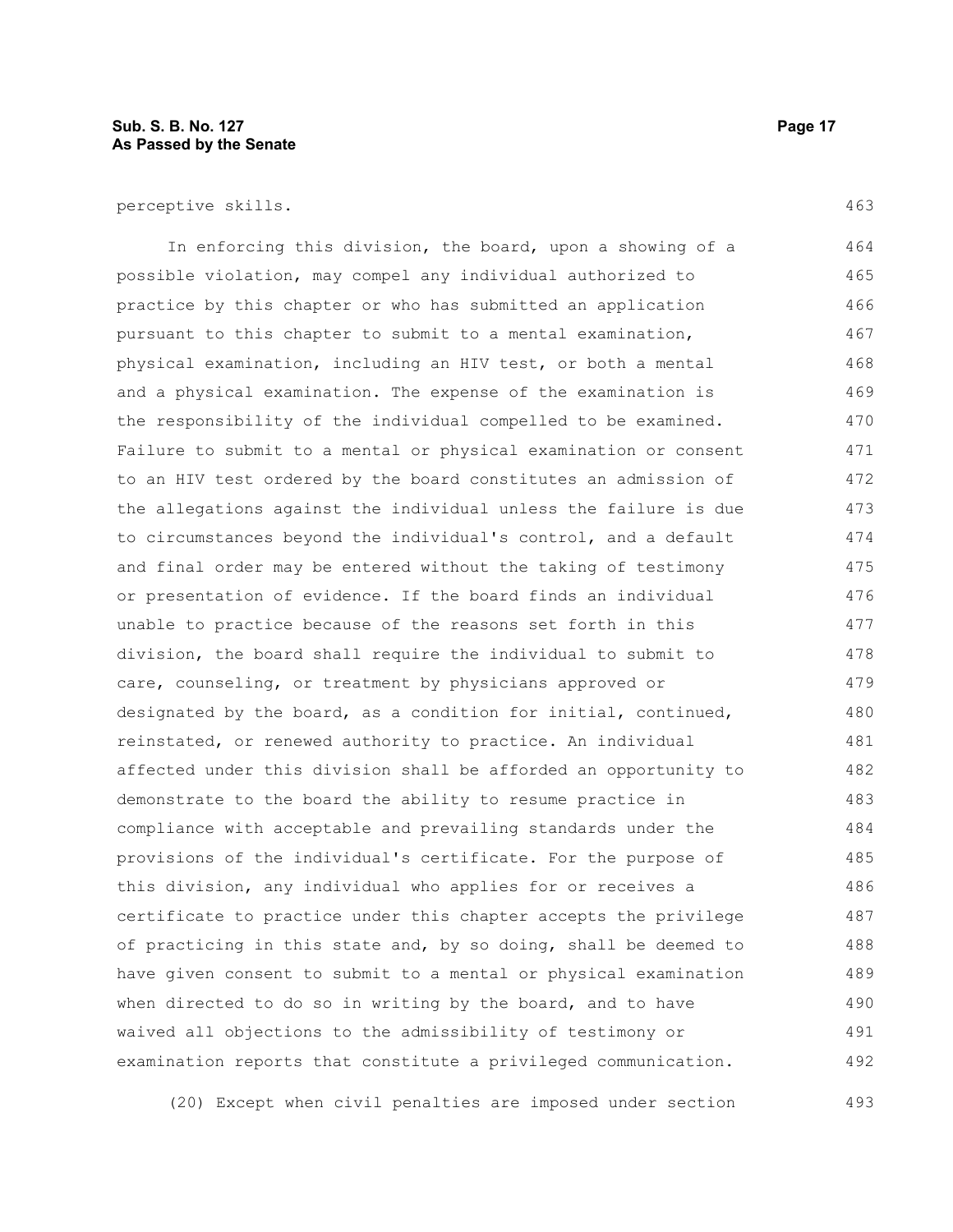perceptive skills.

In enforcing this division, the board, upon a showing of a possible violation, may compel any individual authorized to practice by this chapter or who has submitted an application pursuant to this chapter to submit to a mental examination, physical examination, including an HIV test, or both a mental and a physical examination. The expense of the examination is the responsibility of the individual compelled to be examined. Failure to submit to a mental or physical examination or consent to an HIV test ordered by the board constitutes an admission of the allegations against the individual unless the failure is due to circumstances beyond the individual's control, and a default and final order may be entered without the taking of testimony or presentation of evidence. If the board finds an individual unable to practice because of the reasons set forth in this division, the board shall require the individual to submit to care, counseling, or treatment by physicians approved or designated by the board, as a condition for initial, continued, reinstated, or renewed authority to practice. An individual affected under this division shall be afforded an opportunity to demonstrate to the board the ability to resume practice in compliance with acceptable and prevailing standards under the provisions of the individual's certificate. For the purpose of this division, any individual who applies for or receives a certificate to practice under this chapter accepts the privilege of practicing in this state and, by so doing, shall be deemed to have given consent to submit to a mental or physical examination when directed to do so in writing by the board, and to have waived all objections to the admissibility of testimony or examination reports that constitute a privileged communication.

(20) Except when civil penalties are imposed under section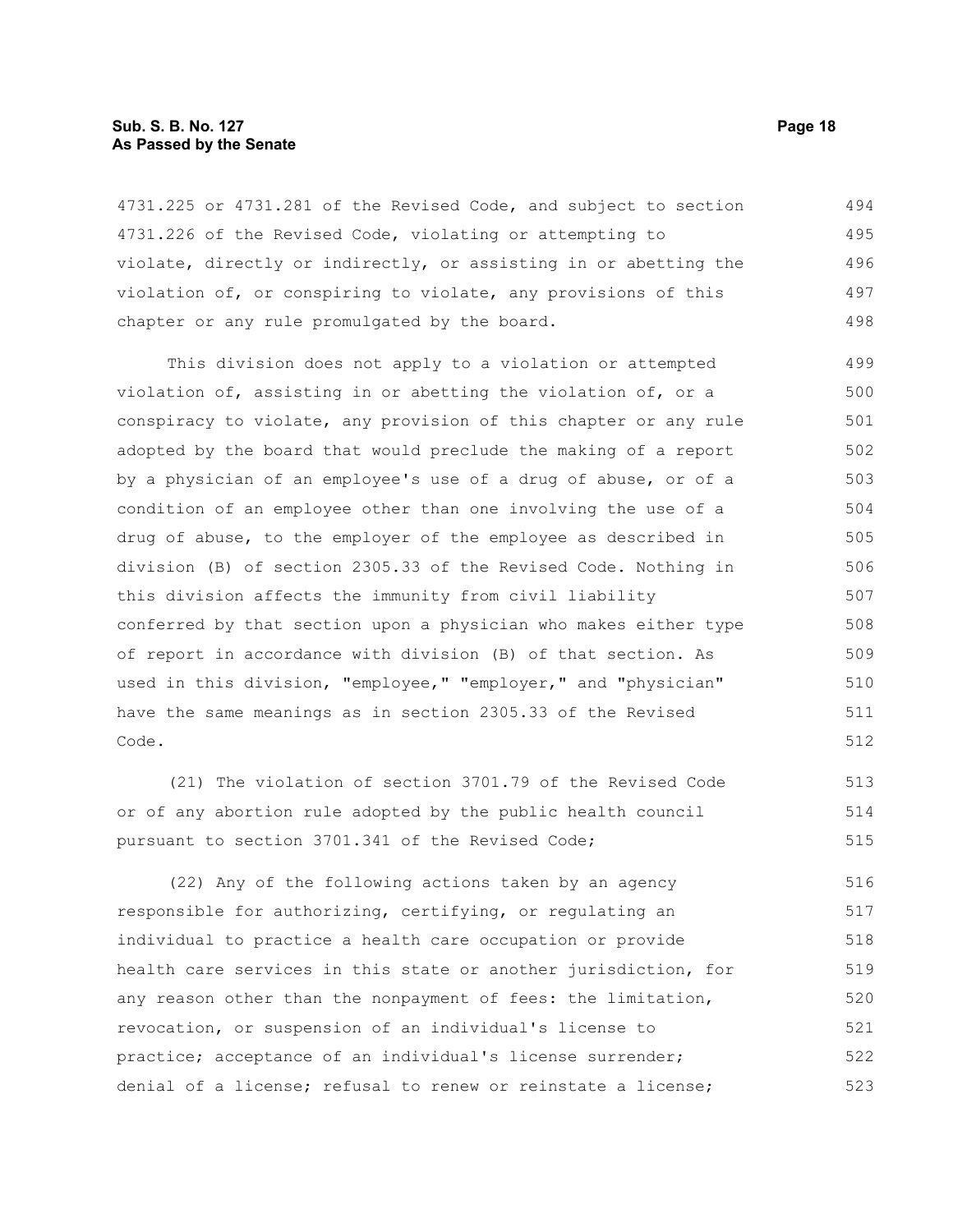4731.225 or 4731.281 of the Revised Code, and subject to section 4731.226 of the Revised Code, violating or attempting to violate, directly or indirectly, or assisting in or abetting the violation of, or conspiring to violate, any provisions of this chapter or any rule promulgated by the board.

This division does not apply to a violation or attempted violation of, assisting in or abetting the violation of, or a conspiracy to violate, any provision of this chapter or any rule adopted by the board that would preclude the making of a report by a physician of an employee's use of a drug of abuse, or of a condition of an employee other than one involving the use of a drug of abuse, to the employer of the employee as described in division (B) of section 2305.33 of the Revised Code. Nothing in this division affects the immunity from civil liability conferred by that section upon a physician who makes either type of report in accordance with division (B) of that section. As used in this division, "employee," "employer," and "physician" have the same meanings as in section 2305.33 of the Revised Code.

(21) The violation of section 3701.79 of the Revised Code or of any abortion rule adopted by the public health council pursuant to section 3701.341 of the Revised Code;

(22) Any of the following actions taken by an agency responsible for authorizing, certifying, or regulating an individual to practice a health care occupation or provide health care services in this state or another jurisdiction, for any reason other than the nonpayment of fees: the limitation, revocation, or suspension of an individual's license to practice; acceptance of an individual's license surrender; denial of a license; refusal to renew or reinstate a license;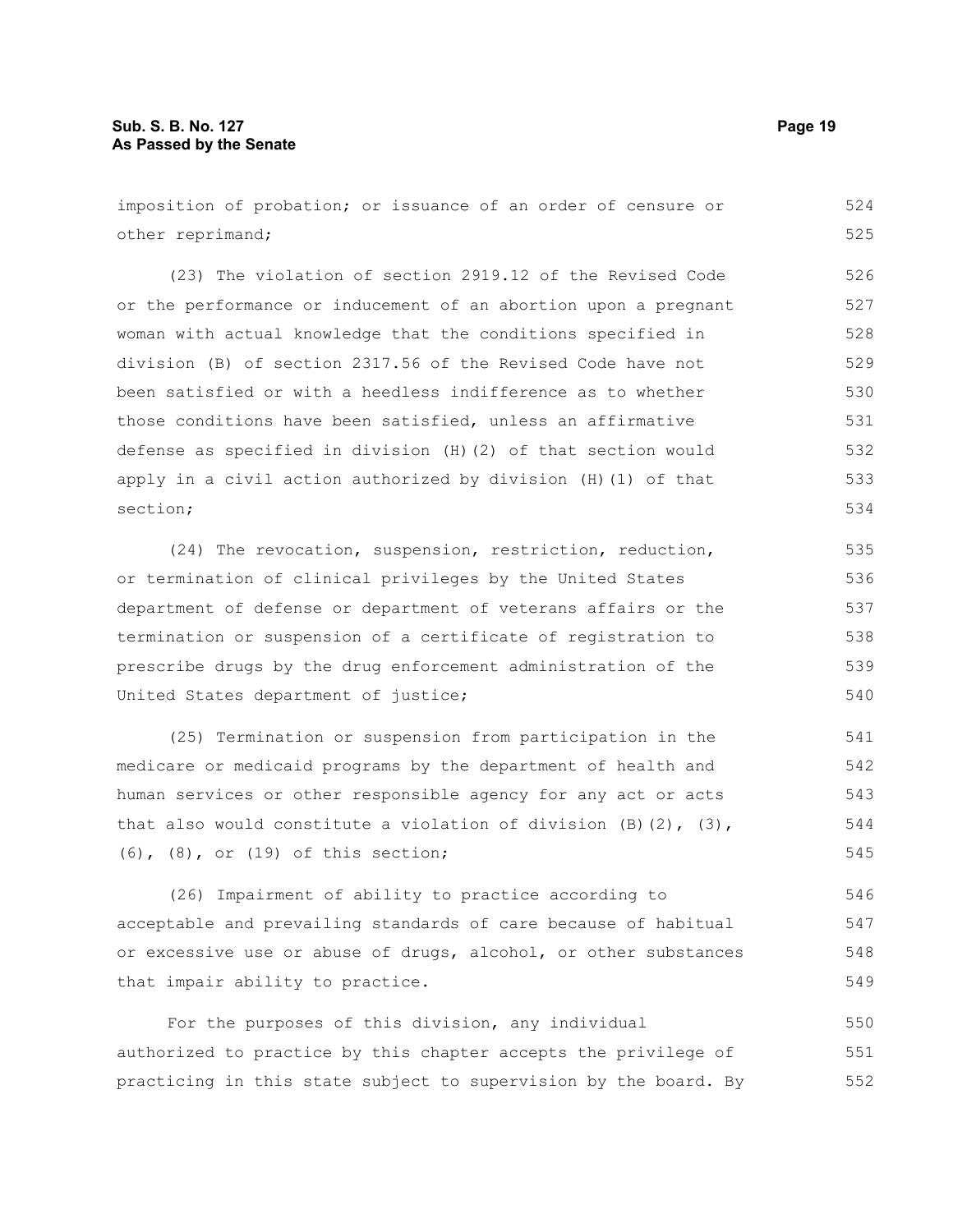imposition of probation; or issuance of an order of censure or other reprimand;

(23) The violation of section 2919.12 of the Revised Code or the performance or inducement of an abortion upon a pregnant woman with actual knowledge that the conditions specified in division (B) of section 2317.56 of the Revised Code have not been satisfied or with a heedless indifference as to whether those conditions have been satisfied, unless an affirmative defense as specified in division (H)(2) of that section would apply in a civil action authorized by division (H)(1) of that section;

(24) The revocation, suspension, restriction, reduction, or termination of clinical privileges by the United States department of defense or department of veterans affairs or the termination or suspension of a certificate of registration to prescribe drugs by the drug enforcement administration of the United States department of justice;

(25) Termination or suspension from participation in the medicare or medicaid programs by the department of health and human services or other responsible agency for any act or acts that also would constitute a violation of division (B)(2), (3), (6), (8), or (19) of this section;

(26) Impairment of ability to practice according to acceptable and prevailing standards of care because of habitual or excessive use or abuse of drugs, alcohol, or other substances that impair ability to practice.

For the purposes of this division, any individual authorized to practice by this chapter accepts the privilege of practicing in this state subject to supervision by the board. By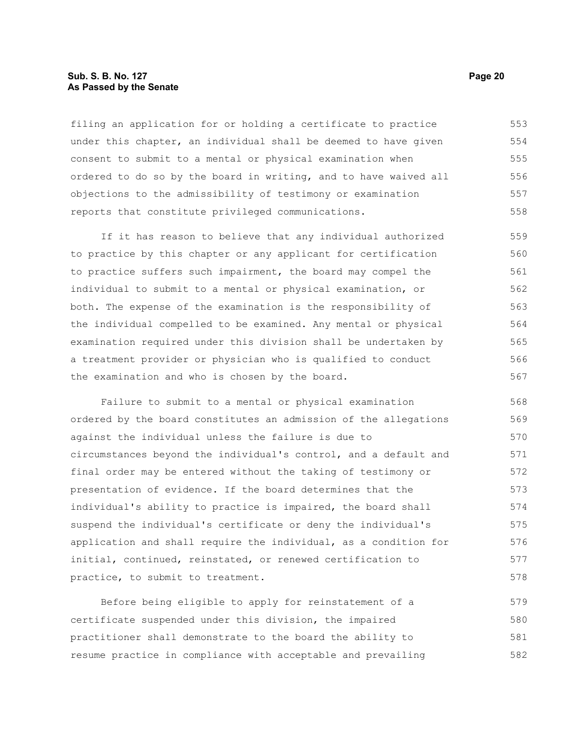filing an application for or holding a certificate to practice under this chapter, an individual shall be deemed to have given consent to submit to a mental or physical examination when ordered to do so by the board in writing, and to have waived all objections to the admissibility of testimony or examination reports that constitute privileged communications.

If it has reason to believe that any individual authorized to practice by this chapter or any applicant for certification to practice suffers such impairment, the board may compel the individual to submit to a mental or physical examination, or both. The expense of the examination is the responsibility of the individual compelled to be examined. Any mental or physical examination required under this division shall be undertaken by a treatment provider or physician who is qualified to conduct the examination and who is chosen by the board.

Failure to submit to a mental or physical examination ordered by the board constitutes an admission of the allegations against the individual unless the failure is due to circumstances beyond the individual's control, and a default and final order may be entered without the taking of testimony or presentation of evidence. If the board determines that the individual's ability to practice is impaired, the board shall suspend the individual's certificate or deny the individual's application and shall require the individual, as a condition for initial, continued, reinstated, or renewed certification to practice, to submit to treatment.

Before being eligible to apply for reinstatement of a certificate suspended under this division, the impaired practitioner shall demonstrate to the board the ability to resume practice in compliance with acceptable and prevailing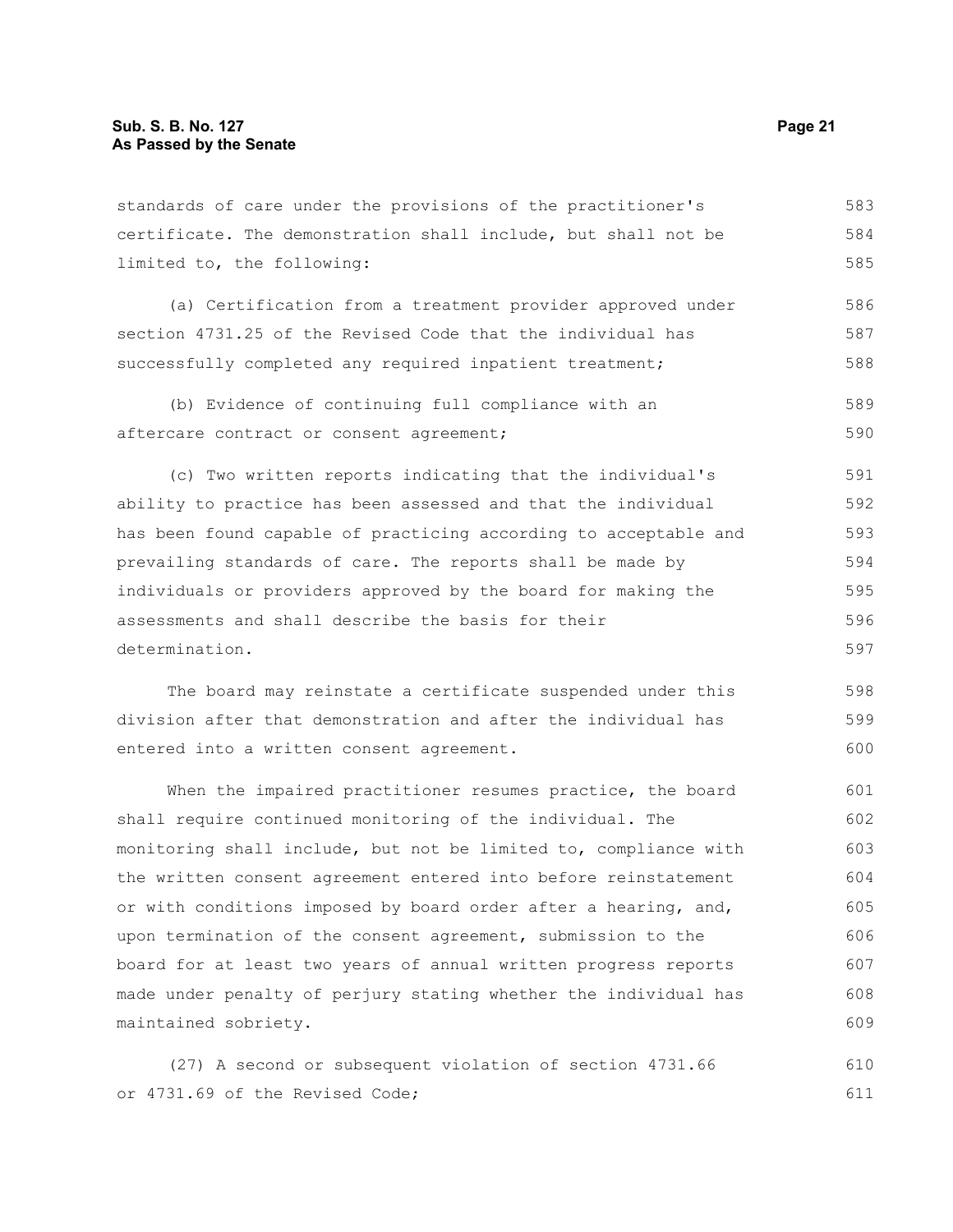standards of care under the provisions of the practitioner's certificate. The demonstration shall include, but shall not be limited to, the following:

(a) Certification from a treatment provider approved under section 4731.25 of the Revised Code that the individual has successfully completed any required inpatient treatment;

(b) Evidence of continuing full compliance with an aftercare contract or consent agreement;

(c) Two written reports indicating that the individual's ability to practice has been assessed and that the individual has been found capable of practicing according to acceptable and prevailing standards of care. The reports shall be made by individuals or providers approved by the board for making the assessments and shall describe the basis for their determination.

The board may reinstate a certificate suspended under this division after that demonstration and after the individual has entered into a written consent agreement.

When the impaired practitioner resumes practice, the board shall require continued monitoring of the individual. The monitoring shall include, but not be limited to, compliance with the written consent agreement entered into before reinstatement or with conditions imposed by board order after a hearing, and, upon termination of the consent agreement, submission to the board for at least two years of annual written progress reports made under penalty of perjury stating whether the individual has maintained sobriety.

(27) A second or subsequent violation of section 4731.66 or 4731.69 of the Revised Code;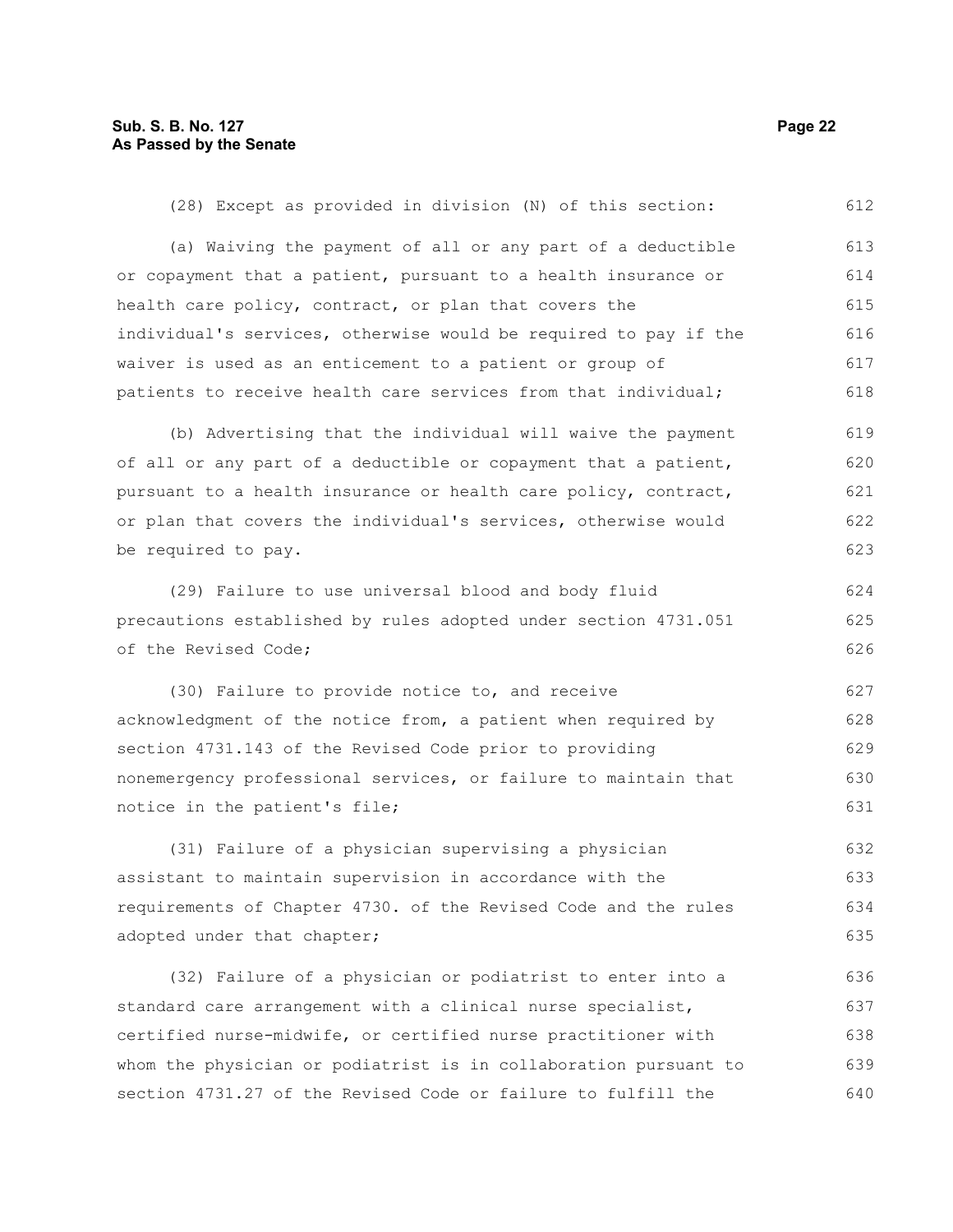(28) Except as provided in division (N) of this section:

(a) Waiving the payment of all or any part of a deductible or copayment that a patient, pursuant to a health insurance or health care policy, contract, or plan that covers the individual's services, otherwise would be required to pay if the waiver is used as an enticement to a patient or group of patients to receive health care services from that individual;

(b) Advertising that the individual will waive the payment of all or any part of a deductible or copayment that a patient, pursuant to a health insurance or health care policy, contract, or plan that covers the individual's services, otherwise would be required to pay.

(29) Failure to use universal blood and body fluid precautions established by rules adopted under section 4731.051 of the Revised Code;

(30) Failure to provide notice to, and receive acknowledgment of the notice from, a patient when required by section 4731.143 of the Revised Code prior to providing nonemergency professional services, or failure to maintain that notice in the patient's file;

(31) Failure of a physician supervising a physician assistant to maintain supervision in accordance with the requirements of Chapter 4730. of the Revised Code and the rules adopted under that chapter;

(32) Failure of a physician or podiatrist to enter into a standard care arrangement with a clinical nurse specialist, certified nurse-midwife, or certified nurse practitioner with whom the physician or podiatrist is in collaboration pursuant to section 4731.27 of the Revised Code or failure to fulfill the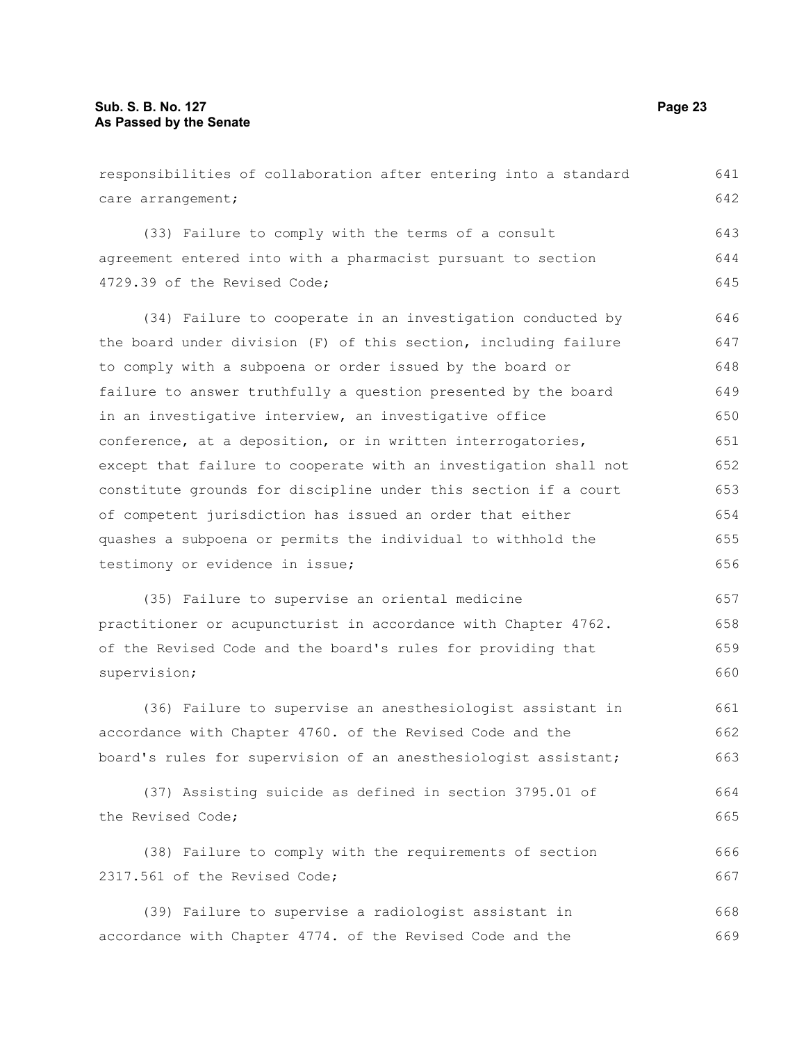responsibilities of collaboration after entering into a standard care arrangement;

(33) Failure to comply with the terms of a consult agreement entered into with a pharmacist pursuant to section 4729.39 of the Revised Code;

(34) Failure to cooperate in an investigation conducted by the board under division (F) of this section, including failure to comply with a subpoena or order issued by the board or failure to answer truthfully a question presented by the board in an investigative interview, an investigative office conference, at a deposition, or in written interrogatories, except that failure to cooperate with an investigation shall not constitute grounds for discipline under this section if a court of competent jurisdiction has issued an order that either quashes a subpoena or permits the individual to withhold the testimony or evidence in issue;

(35) Failure to supervise an oriental medicine practitioner or acupuncturist in accordance with Chapter 4762. of the Revised Code and the board's rules for providing that supervision;

(36) Failure to supervise an anesthesiologist assistant in accordance with Chapter 4760. of the Revised Code and the board's rules for supervision of an anesthesiologist assistant;

(37) Assisting suicide as defined in section 3795.01 of the Revised Code;

(38) Failure to comply with the requirements of section 2317.561 of the Revised Code;

(39) Failure to supervise a radiologist assistant in accordance with Chapter 4774. of the Revised Code and the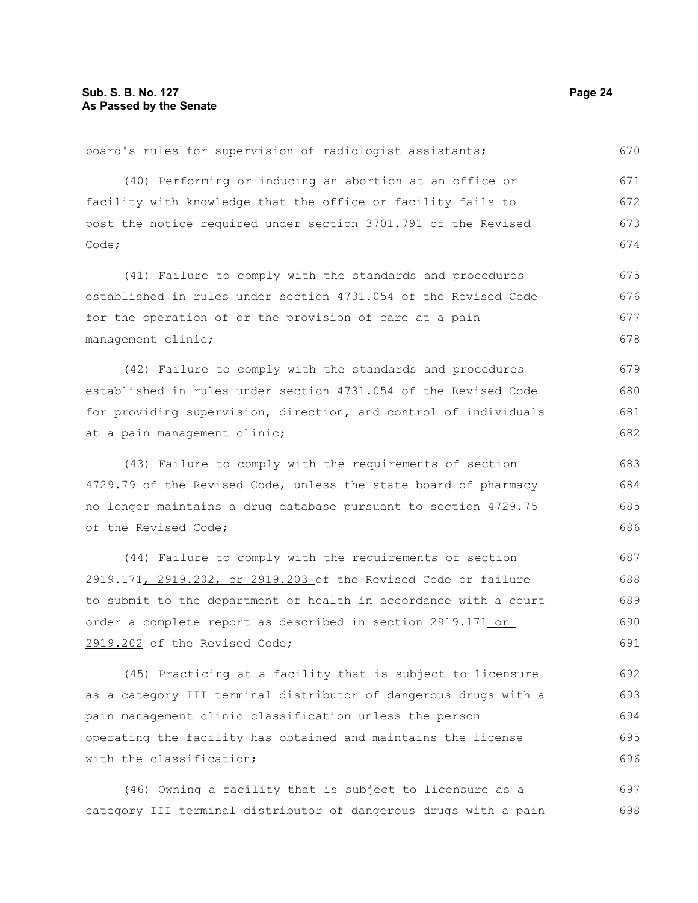board's rules for supervision of radiologist assistants;

(40) Performing or inducing an abortion at an office or facility with knowledge that the office or facility fails to post the notice required under section 3701.791 of the Revised Code;

(41) Failure to comply with the standards and procedures established in rules under section 4731.054 of the Revised Code for the operation of or the provision of care at a pain management clinic;

(42) Failure to comply with the standards and procedures established in rules under section 4731.054 of the Revised Code for providing supervision, direction, and control of individuals at a pain management clinic;

(43) Failure to comply with the requirements of section 4729.79 of the Revised Code, unless the state board of pharmacy no longer maintains a drug database pursuant to section 4729.75 of the Revised Code;

(44) Failure to comply with the requirements of section 2919.171, 2919.202, or 2919.203 of the Revised Code or failure to submit to the department of health in accordance with a court order a complete report as described in section 2919.171 or 2919.202 of the Revised Code;

(45) Practicing at a facility that is subject to licensure as a category III terminal distributor of dangerous drugs with a pain management clinic classification unless the person operating the facility has obtained and maintains the license with the classification;

(46) Owning a facility that is subject to licensure as a category III terminal distributor of dangerous drugs with a pain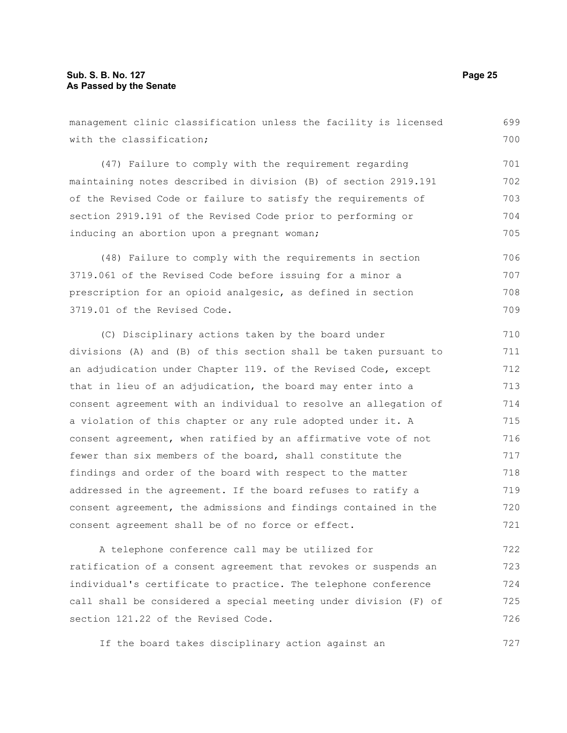management clinic classification unless the facility is licensed with the classification;

(47) Failure to comply with the requirement regarding maintaining notes described in division (B) of section 2919.191 of the Revised Code or failure to satisfy the requirements of section 2919.191 of the Revised Code prior to performing or inducing an abortion upon a pregnant woman;

(48) Failure to comply with the requirements in section 3719.061 of the Revised Code before issuing for a minor a prescription for an opioid analgesic, as defined in section 3719.01 of the Revised Code.

(C) Disciplinary actions taken by the board under divisions (A) and (B) of this section shall be taken pursuant to an adjudication under Chapter 119. of the Revised Code, except that in lieu of an adjudication, the board may enter into a consent agreement with an individual to resolve an allegation of a violation of this chapter or any rule adopted under it. A consent agreement, when ratified by an affirmative vote of not fewer than six members of the board, shall constitute the findings and order of the board with respect to the matter addressed in the agreement. If the board refuses to ratify a consent agreement, the admissions and findings contained in the consent agreement shall be of no force or effect.

A telephone conference call may be utilized for ratification of a consent agreement that revokes or suspends an individual's certificate to practice. The telephone conference call shall be considered a special meeting under division (F) of section 121.22 of the Revised Code.

If the board takes disciplinary action against an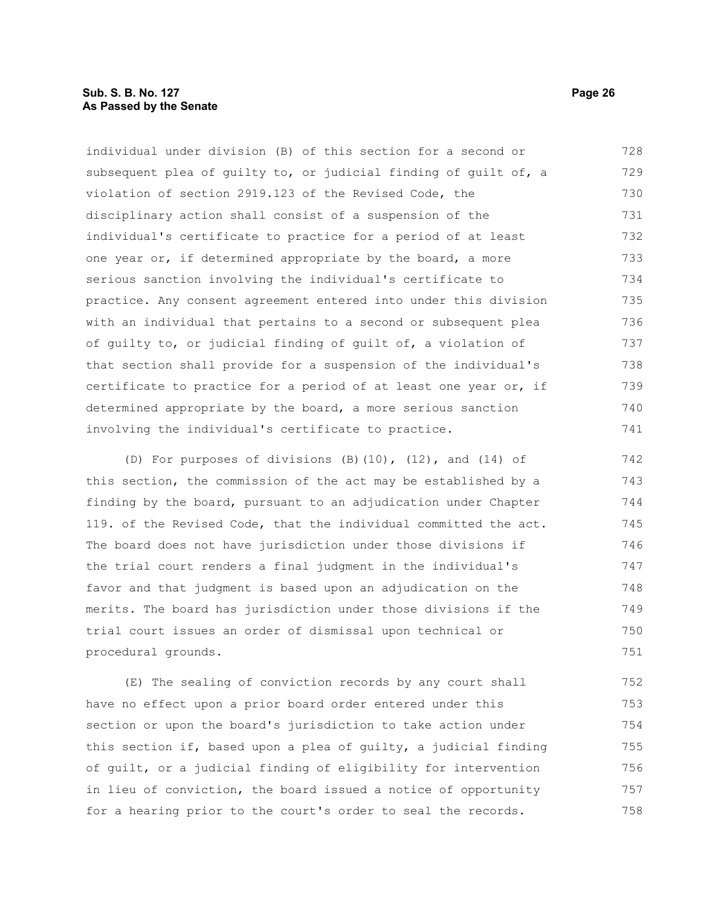individual under division (B) of this section for a second or subsequent plea of guilty to, or judicial finding of guilt of, a violation of section 2919.123 of the Revised Code, the disciplinary action shall consist of a suspension of the individual's certificate to practice for a period of at least one year or, if determined appropriate by the board, a more serious sanction involving the individual's certificate to practice. Any consent agreement entered into under this division with an individual that pertains to a second or subsequent plea of guilty to, or judicial finding of guilt of, a violation of that section shall provide for a suspension of the individual's certificate to practice for a period of at least one year or, if determined appropriate by the board, a more serious sanction involving the individual's certificate to practice.

(D) For purposes of divisions (B)(10), (12), and (14) of this section, the commission of the act may be established by a finding by the board, pursuant to an adjudication under Chapter 119. of the Revised Code, that the individual committed the act. The board does not have jurisdiction under those divisions if the trial court renders a final judgment in the individual's favor and that judgment is based upon an adjudication on the merits. The board has jurisdiction under those divisions if the trial court issues an order of dismissal upon technical or procedural grounds.

(E) The sealing of conviction records by any court shall have no effect upon a prior board order entered under this section or upon the board's jurisdiction to take action under this section if, based upon a plea of guilty, a judicial finding of guilt, or a judicial finding of eligibility for intervention in lieu of conviction, the board issued a notice of opportunity for a hearing prior to the court's order to seal the records.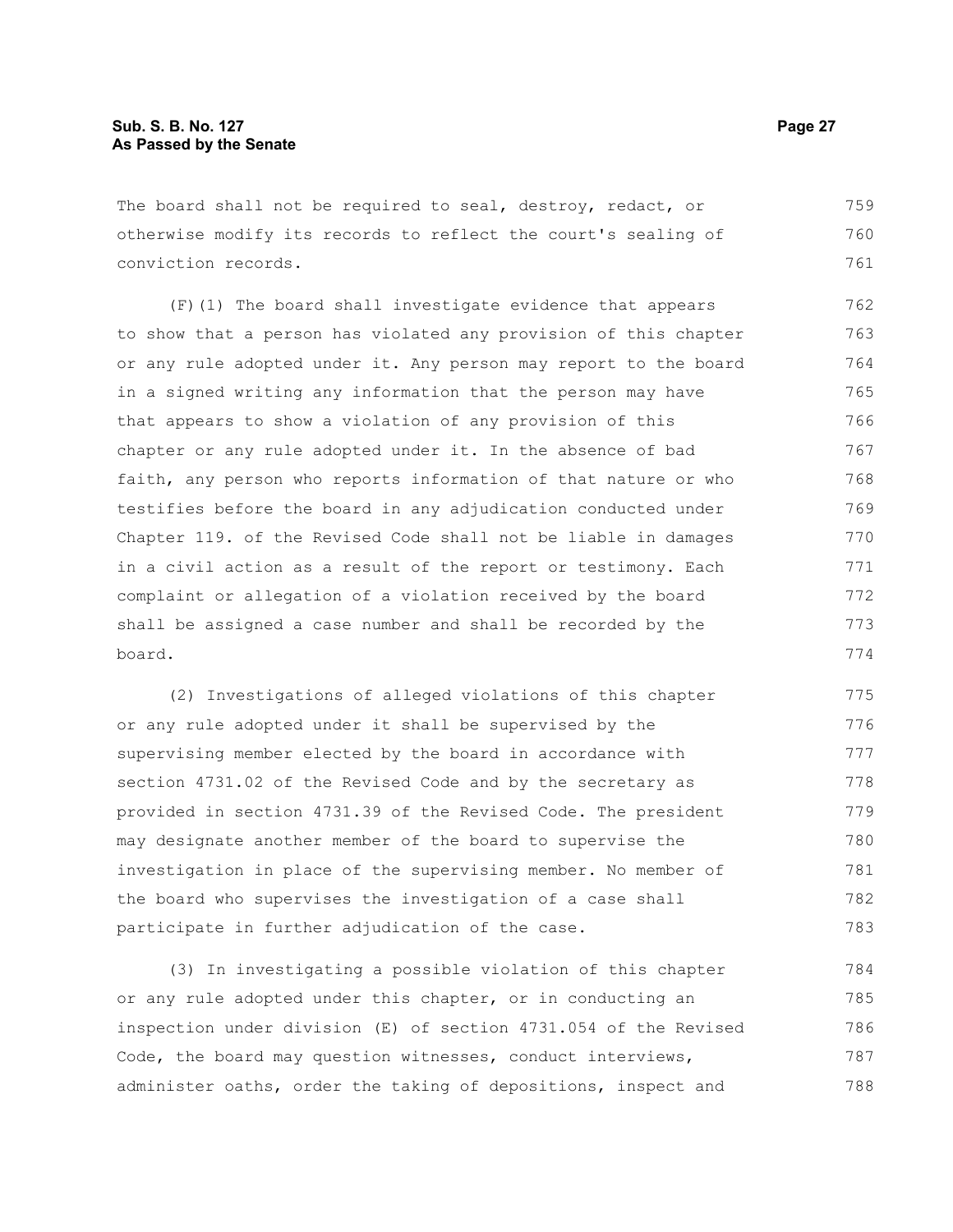The board shall not be required to seal, destroy, redact, or otherwise modify its records to reflect the court's sealing of conviction records.

(F)(1) The board shall investigate evidence that appears to show that a person has violated any provision of this chapter or any rule adopted under it. Any person may report to the board in a signed writing any information that the person may have that appears to show a violation of any provision of this chapter or any rule adopted under it. In the absence of bad faith, any person who reports information of that nature or who testifies before the board in any adjudication conducted under Chapter 119. of the Revised Code shall not be liable in damages in a civil action as a result of the report or testimony. Each complaint or allegation of a violation received by the board shall be assigned a case number and shall be recorded by the board.

(2) Investigations of alleged violations of this chapter or any rule adopted under it shall be supervised by the supervising member elected by the board in accordance with section 4731.02 of the Revised Code and by the secretary as provided in section 4731.39 of the Revised Code. The president may designate another member of the board to supervise the investigation in place of the supervising member. No member of the board who supervises the investigation of a case shall participate in further adjudication of the case.

(3) In investigating a possible violation of this chapter or any rule adopted under this chapter, or in conducting an inspection under division (E) of section 4731.054 of the Revised Code, the board may question witnesses, conduct interviews, administer oaths, order the taking of depositions, inspect and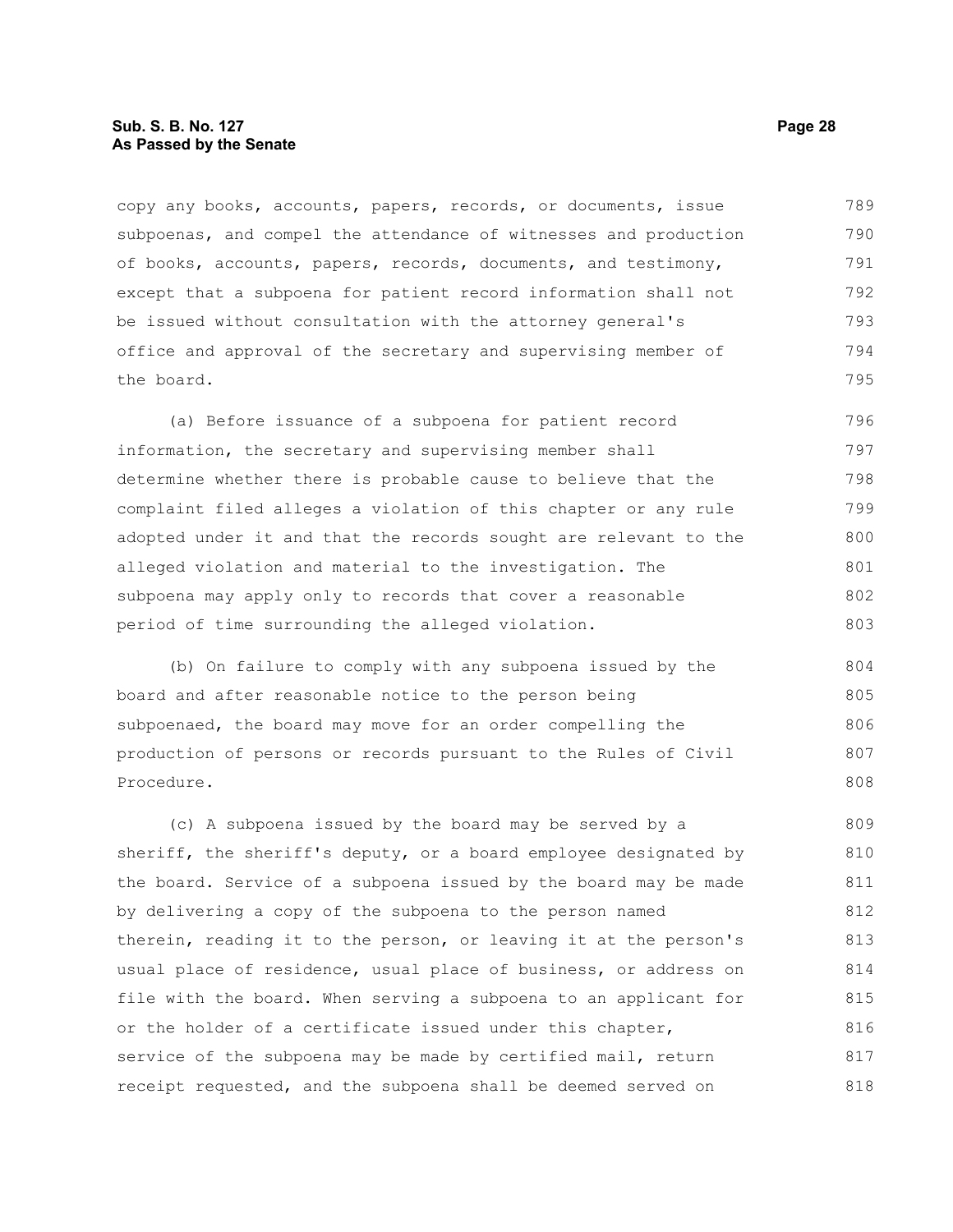copy any books, accounts, papers, records, or documents, issue subpoenas, and compel the attendance of witnesses and production of books, accounts, papers, records, documents, and testimony, except that a subpoena for patient record information shall not be issued without consultation with the attorney general's office and approval of the secretary and supervising member of the board.

(a) Before issuance of a subpoena for patient record information, the secretary and supervising member shall determine whether there is probable cause to believe that the complaint filed alleges a violation of this chapter or any rule adopted under it and that the records sought are relevant to the alleged violation and material to the investigation. The subpoena may apply only to records that cover a reasonable period of time surrounding the alleged violation.

(b) On failure to comply with any subpoena issued by the board and after reasonable notice to the person being subpoenaed, the board may move for an order compelling the production of persons or records pursuant to the Rules of Civil Procedure.

(c) A subpoena issued by the board may be served by a sheriff, the sheriff's deputy, or a board employee designated by the board. Service of a subpoena issued by the board may be made by delivering a copy of the subpoena to the person named therein, reading it to the person, or leaving it at the person's usual place of residence, usual place of business, or address on file with the board. When serving a subpoena to an applicant for or the holder of a certificate issued under this chapter, service of the subpoena may be made by certified mail, return receipt requested, and the subpoena shall be deemed served on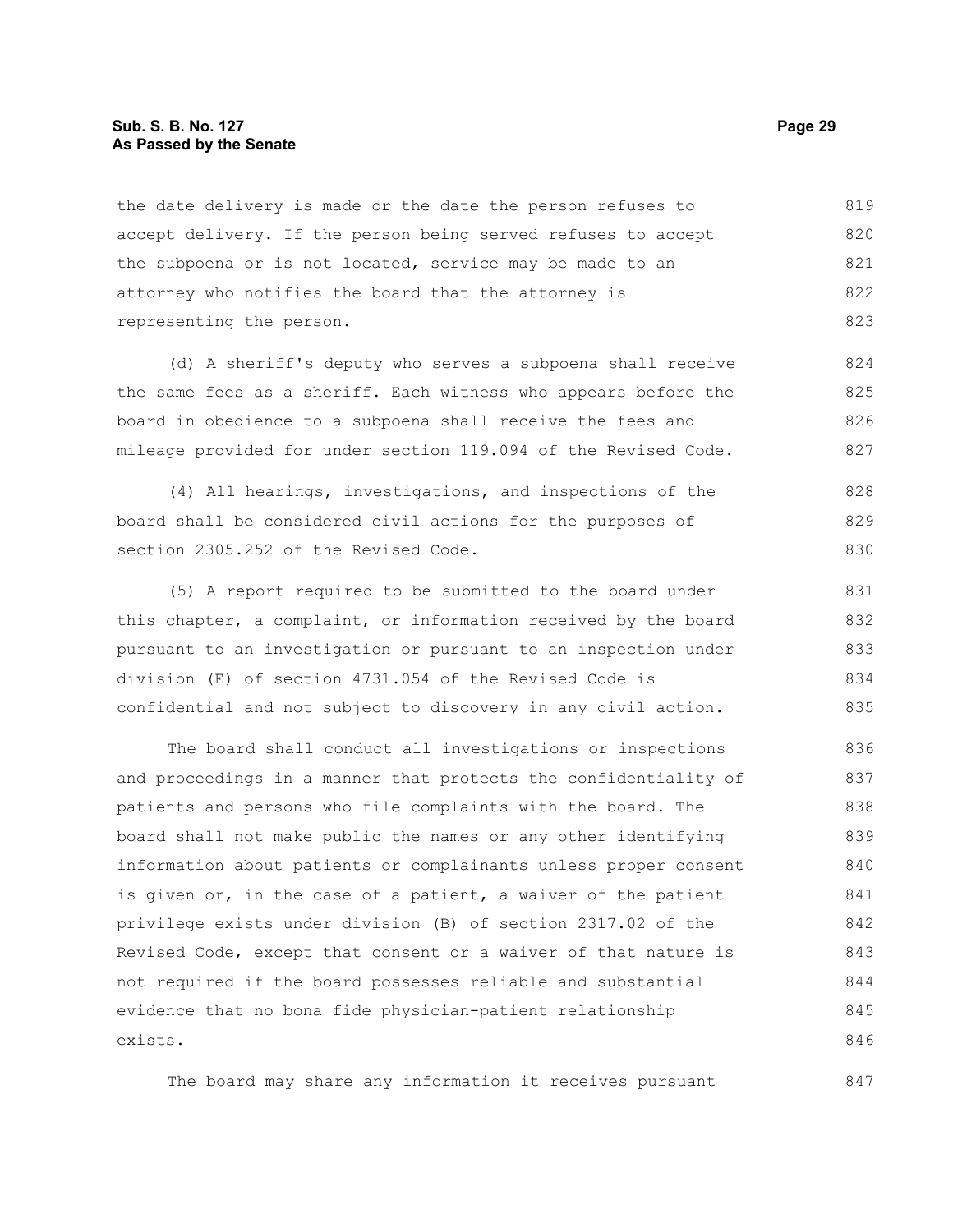the date delivery is made or the date the person refuses to accept delivery. If the person being served refuses to accept the subpoena or is not located, service may be made to an attorney who notifies the board that the attorney is representing the person.

(d) A sheriff's deputy who serves a subpoena shall receive the same fees as a sheriff. Each witness who appears before the board in obedience to a subpoena shall receive the fees and mileage provided for under section 119.094 of the Revised Code.

(4) All hearings, investigations, and inspections of the board shall be considered civil actions for the purposes of section 2305.252 of the Revised Code.

(5) A report required to be submitted to the board under this chapter, a complaint, or information received by the board pursuant to an investigation or pursuant to an inspection under division (E) of section 4731.054 of the Revised Code is confidential and not subject to discovery in any civil action.

The board shall conduct all investigations or inspections and proceedings in a manner that protects the confidentiality of patients and persons who file complaints with the board. The board shall not make public the names or any other identifying information about patients or complainants unless proper consent is given or, in the case of a patient, a waiver of the patient privilege exists under division (B) of section 2317.02 of the Revised Code, except that consent or a waiver of that nature is not required if the board possesses reliable and substantial evidence that no bona fide physician-patient relationship exists.

The board may share any information it receives pursuant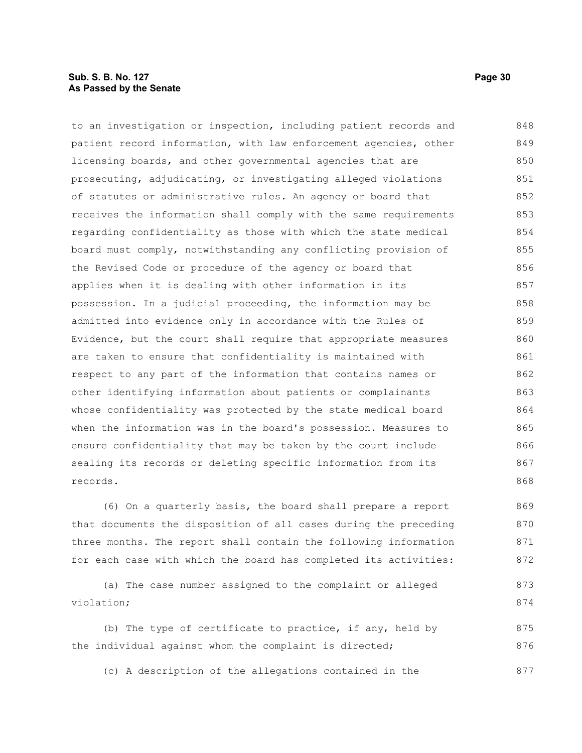to an investigation or inspection, including patient records and patient record information, with law enforcement agencies, other licensing boards, and other governmental agencies that are prosecuting, adjudicating, or investigating alleged violations of statutes or administrative rules. An agency or board that receives the information shall comply with the same requirements regarding confidentiality as those with which the state medical board must comply, notwithstanding any conflicting provision of the Revised Code or procedure of the agency or board that applies when it is dealing with other information in its possession. In a judicial proceeding, the information may be admitted into evidence only in accordance with the Rules of Evidence, but the court shall require that appropriate measures are taken to ensure that confidentiality is maintained with respect to any part of the information that contains names or other identifying information about patients or complainants whose confidentiality was protected by the state medical board when the information was in the board's possession. Measures to ensure confidentiality that may be taken by the court include sealing its records or deleting specific information from its records.

(6) On a quarterly basis, the board shall prepare a report that documents the disposition of all cases during the preceding three months. The report shall contain the following information for each case with which the board has completed its activities:

(a) The case number assigned to the complaint or alleged violation;

(b) The type of certificate to practice, if any, held by the individual against whom the complaint is directed;

(c) A description of the allegations contained in the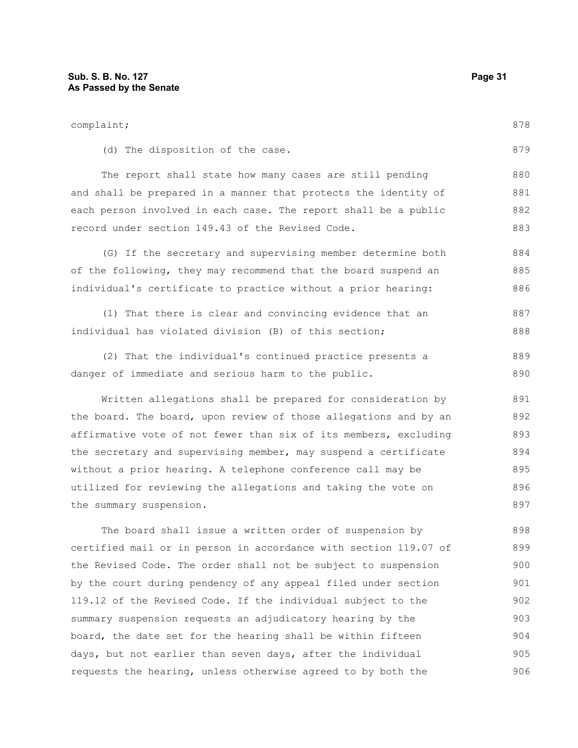complaint;

(d) The disposition of the case.

The report shall state how many cases are still pending and shall be prepared in a manner that protects the identity of each person involved in each case. The report shall be a public record under section 149.43 of the Revised Code.

(G) If the secretary and supervising member determine both of the following, they may recommend that the board suspend an individual's certificate to practice without a prior hearing:

(1) That there is clear and convincing evidence that an individual has violated division (B) of this section;

(2) That the individual's continued practice presents a danger of immediate and serious harm to the public.

Written allegations shall be prepared for consideration by the board. The board, upon review of those allegations and by an affirmative vote of not fewer than six of its members, excluding the secretary and supervising member, may suspend a certificate without a prior hearing. A telephone conference call may be utilized for reviewing the allegations and taking the vote on the summary suspension.

The board shall issue a written order of suspension by certified mail or in person in accordance with section 119.07 of the Revised Code. The order shall not be subject to suspension by the court during pendency of any appeal filed under section 119.12 of the Revised Code. If the individual subject to the summary suspension requests an adjudicatory hearing by the board, the date set for the hearing shall be within fifteen days, but not earlier than seven days, after the individual requests the hearing, unless otherwise agreed to by both the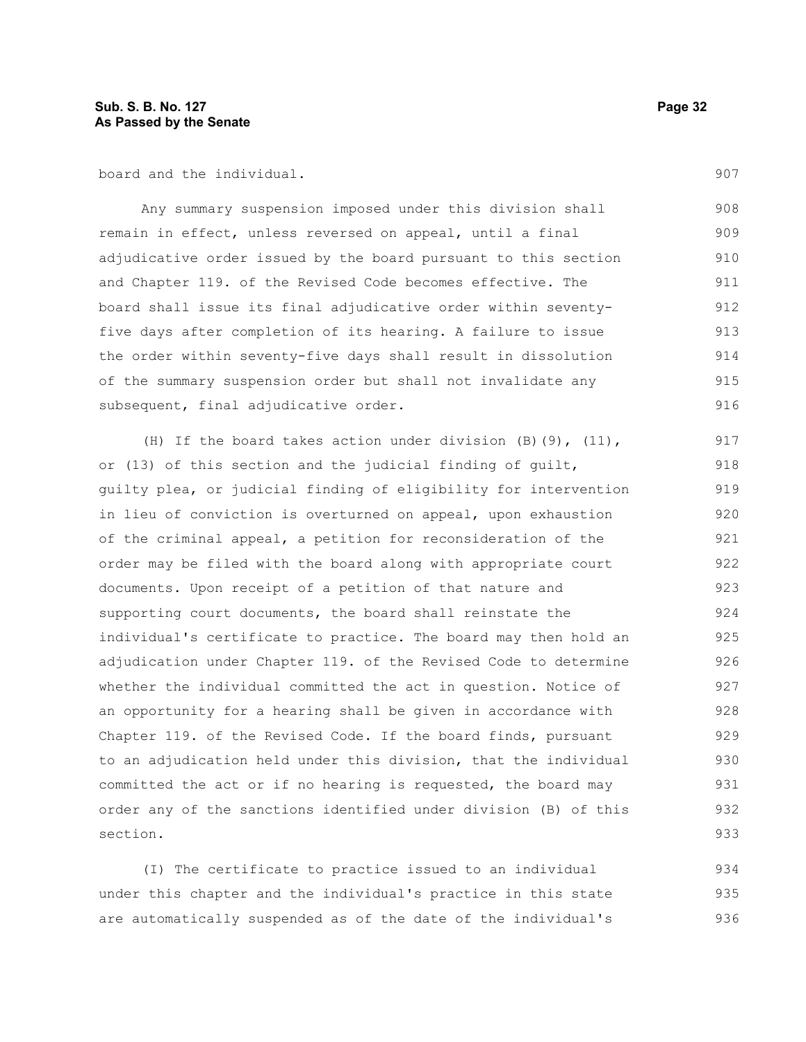board and the individual.

Any summary suspension imposed under this division shall remain in effect, unless reversed on appeal, until a final adjudicative order issued by the board pursuant to this section and Chapter 119. of the Revised Code becomes effective. The board shall issue its final adjudicative order within seventy-five days after completion of its hearing. A failure to issue the order within seventy-five days shall result in dissolution of the summary suspension order but shall not invalidate any subsequent, final adjudicative order.

(H) If the board takes action under division (B)(9), (11), or (13) of this section and the judicial finding of guilt, guilty plea, or judicial finding of eligibility for intervention in lieu of conviction is overturned on appeal, upon exhaustion of the criminal appeal, a petition for reconsideration of the order may be filed with the board along with appropriate court documents. Upon receipt of a petition of that nature and supporting court documents, the board shall reinstate the individual's certificate to practice. The board may then hold an adjudication under Chapter 119. of the Revised Code to determine whether the individual committed the act in question. Notice of an opportunity for a hearing shall be given in accordance with Chapter 119. of the Revised Code. If the board finds, pursuant to an adjudication held under this division, that the individual committed the act or if no hearing is requested, the board may order any of the sanctions identified under division (B) of this section.

(I) The certificate to practice issued to an individual under this chapter and the individual's practice in this state are automatically suspended as of the date of the individual's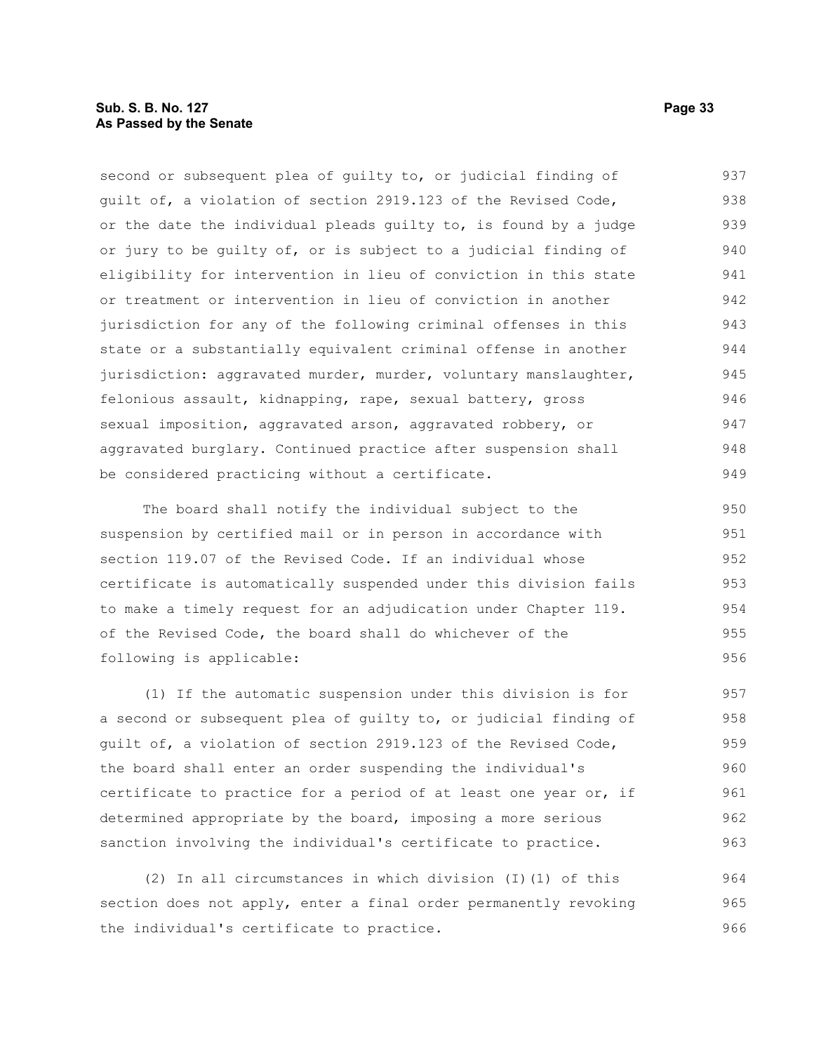second or subsequent plea of guilty to, or judicial finding of guilt of, a violation of section 2919.123 of the Revised Code, or the date the individual pleads guilty to, is found by a judge or jury to be guilty of, or is subject to a judicial finding of eligibility for intervention in lieu of conviction in this state or treatment or intervention in lieu of conviction in another jurisdiction for any of the following criminal offenses in this state or a substantially equivalent criminal offense in another jurisdiction: aggravated murder, murder, voluntary manslaughter, felonious assault, kidnapping, rape, sexual battery, gross sexual imposition, aggravated arson, aggravated robbery, or aggravated burglary. Continued practice after suspension shall be considered practicing without a certificate.

The board shall notify the individual subject to the suspension by certified mail or in person in accordance with section 119.07 of the Revised Code. If an individual whose certificate is automatically suspended under this division fails to make a timely request for an adjudication under Chapter 119. of the Revised Code, the board shall do whichever of the following is applicable:

(1) If the automatic suspension under this division is for a second or subsequent plea of guilty to, or judicial finding of guilt of, a violation of section 2919.123 of the Revised Code, the board shall enter an order suspending the individual's certificate to practice for a period of at least one year or, if determined appropriate by the board, imposing a more serious sanction involving the individual's certificate to practice.

(2) In all circumstances in which division (I)(1) of this section does not apply, enter a final order permanently revoking the individual's certificate to practice.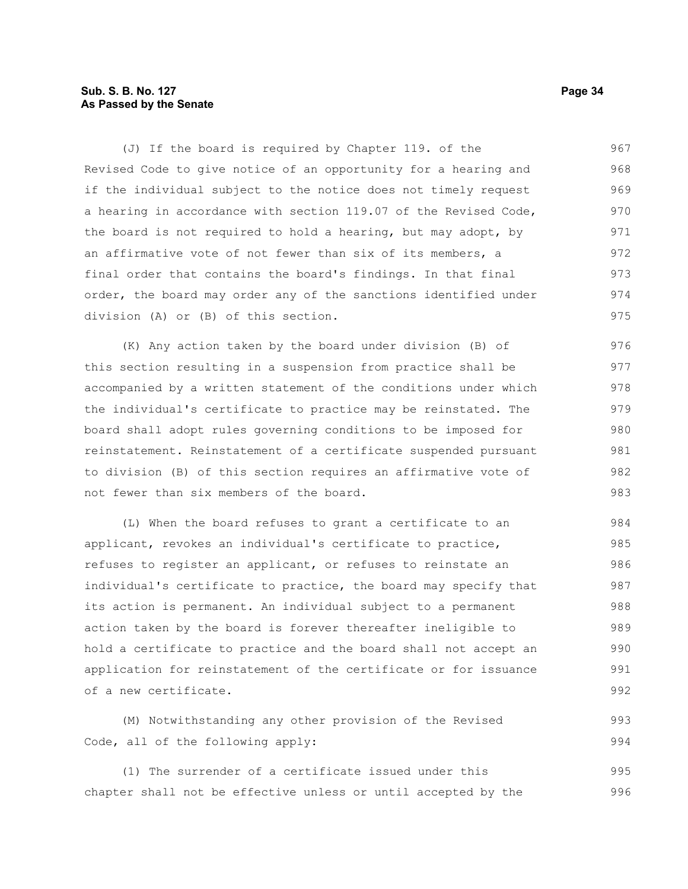(J) If the board is required by Chapter 119. of the Revised Code to give notice of an opportunity for a hearing and if the individual subject to the notice does not timely request a hearing in accordance with section 119.07 of the Revised Code, the board is not required to hold a hearing, but may adopt, by an affirmative vote of not fewer than six of its members, a final order that contains the board's findings. In that final order, the board may order any of the sanctions identified under division (A) or (B) of this section.

(K) Any action taken by the board under division (B) of this section resulting in a suspension from practice shall be accompanied by a written statement of the conditions under which the individual's certificate to practice may be reinstated. The board shall adopt rules governing conditions to be imposed for reinstatement. Reinstatement of a certificate suspended pursuant to division (B) of this section requires an affirmative vote of not fewer than six members of the board.

(L) When the board refuses to grant a certificate to an applicant, revokes an individual's certificate to practice, refuses to register an applicant, or refuses to reinstate an individual's certificate to practice, the board may specify that its action is permanent. An individual subject to a permanent action taken by the board is forever thereafter ineligible to hold a certificate to practice and the board shall not accept an application for reinstatement of the certificate or for issuance of a new certificate.

(M) Notwithstanding any other provision of the Revised Code, all of the following apply:

(1) The surrender of a certificate issued under this chapter shall not be effective unless or until accepted by the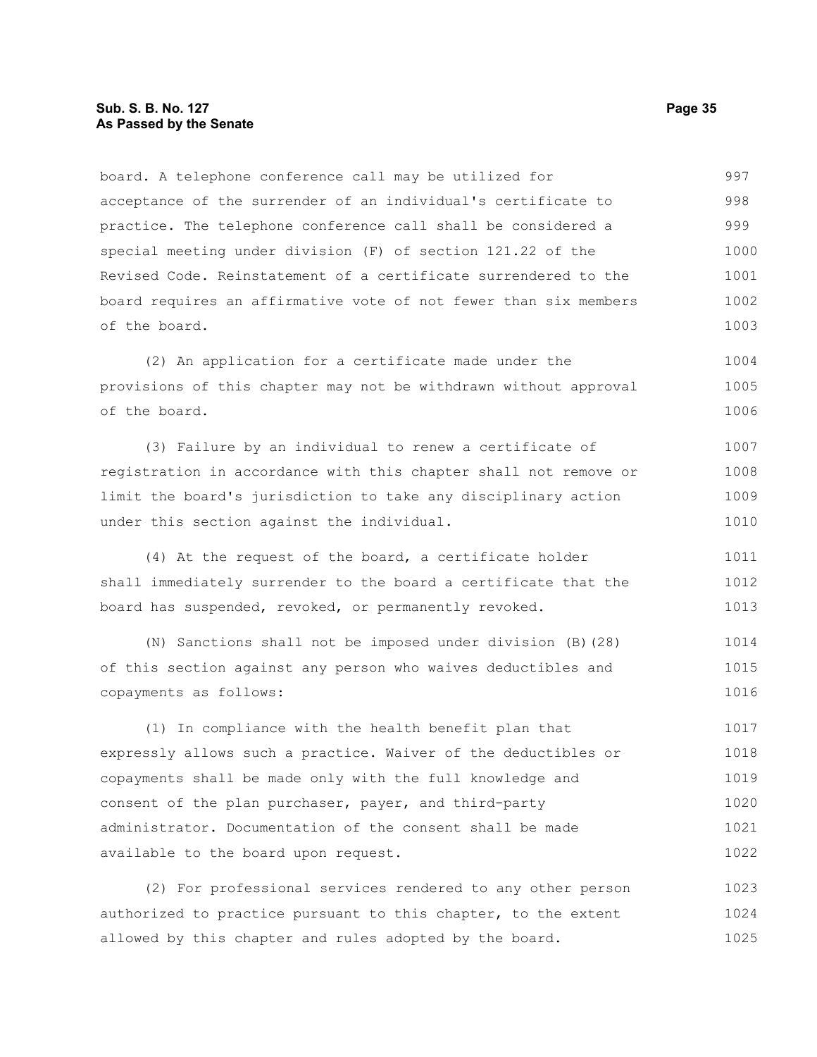board. A telephone conference call may be utilized for acceptance of the surrender of an individual's certificate to practice. The telephone conference call shall be considered a special meeting under division (F) of section 121.22 of the Revised Code. Reinstatement of a certificate surrendered to the board requires an affirmative vote of not fewer than six members of the board.

(2) An application for a certificate made under the provisions of this chapter may not be withdrawn without approval of the board.

(3) Failure by an individual to renew a certificate of registration in accordance with this chapter shall not remove or limit the board's jurisdiction to take any disciplinary action under this section against the individual.

(4) At the request of the board, a certificate holder shall immediately surrender to the board a certificate that the board has suspended, revoked, or permanently revoked.

(N) Sanctions shall not be imposed under division (B)(28) of this section against any person who waives deductibles and copayments as follows:

(1) In compliance with the health benefit plan that expressly allows such a practice. Waiver of the deductibles or copayments shall be made only with the full knowledge and consent of the plan purchaser, payer, and third-party administrator. Documentation of the consent shall be made available to the board upon request.

(2) For professional services rendered to any other person authorized to practice pursuant to this chapter, to the extent allowed by this chapter and rules adopted by the board.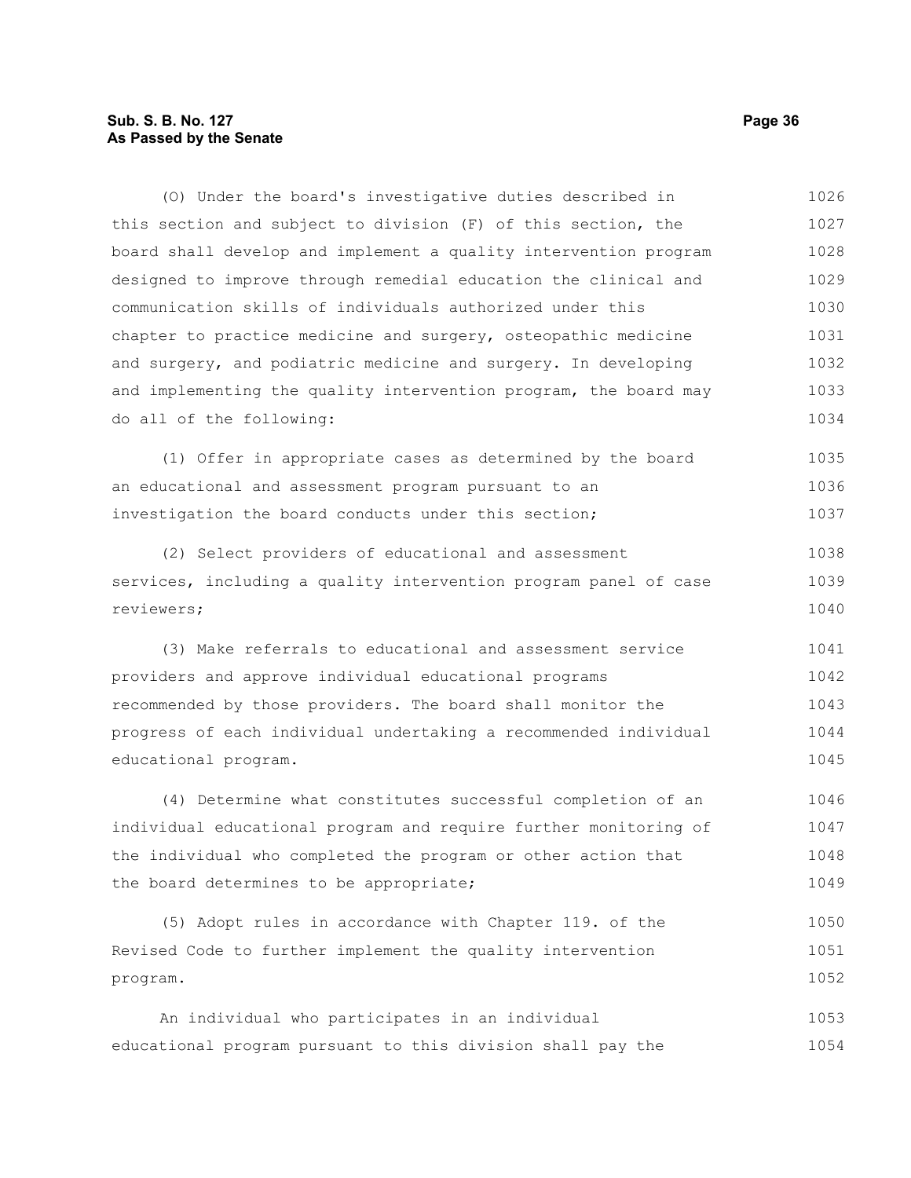(O) Under the board's investigative duties described in this section and subject to division (F) of this section, the board shall develop and implement a quality intervention program designed to improve through remedial education the clinical and communication skills of individuals authorized under this chapter to practice medicine and surgery, osteopathic medicine and surgery, and podiatric medicine and surgery. In developing and implementing the quality intervention program, the board may do all of the following:

(1) Offer in appropriate cases as determined by the board an educational and assessment program pursuant to an investigation the board conducts under this section;

(2) Select providers of educational and assessment services, including a quality intervention program panel of case reviewers;

(3) Make referrals to educational and assessment service providers and approve individual educational programs recommended by those providers. The board shall monitor the progress of each individual undertaking a recommended individual educational program.

(4) Determine what constitutes successful completion of an individual educational program and require further monitoring of the individual who completed the program or other action that the board determines to be appropriate;

(5) Adopt rules in accordance with Chapter 119. of the Revised Code to further implement the quality intervention program.

An individual who participates in an individual educational program pursuant to this division shall pay the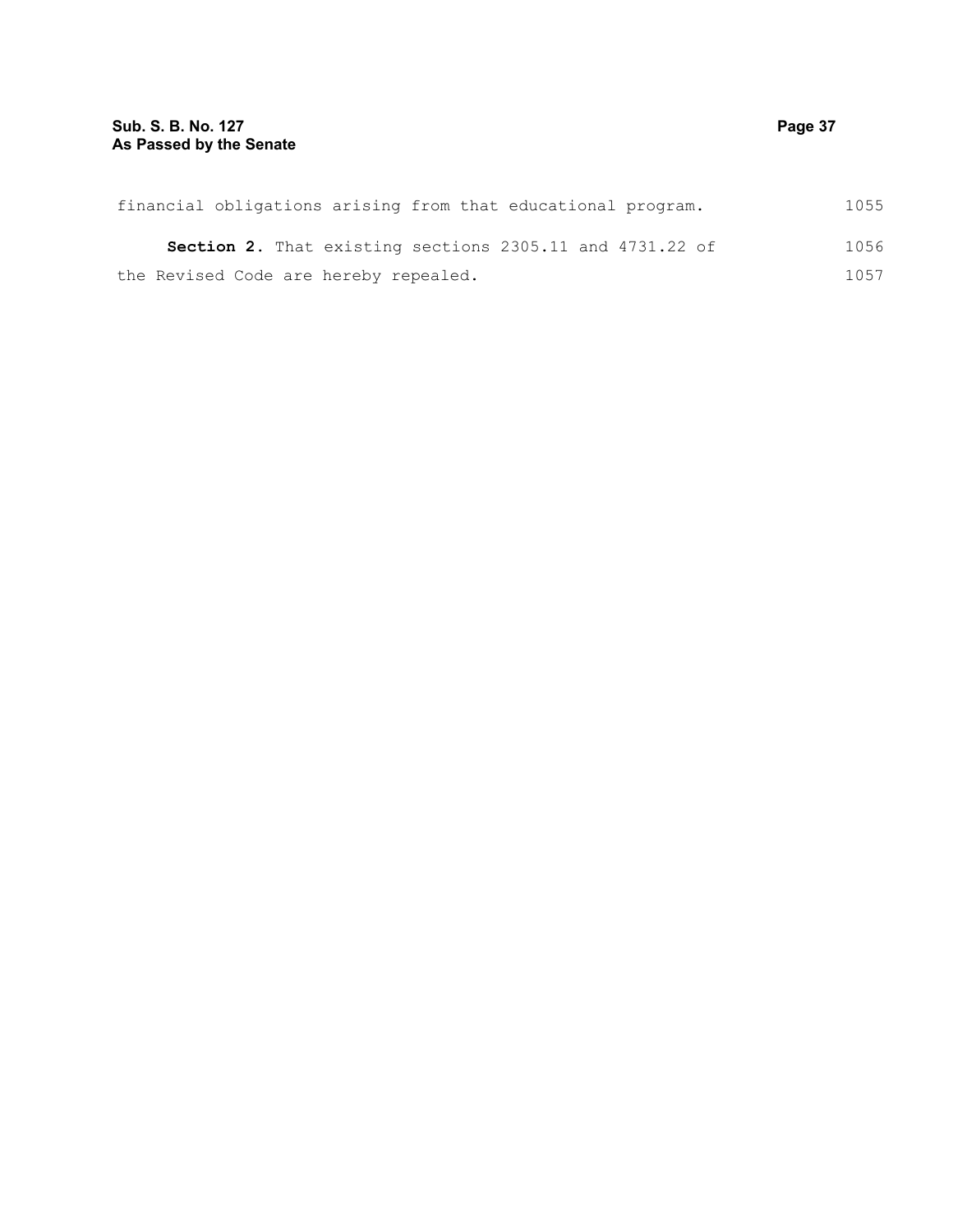financial obligations arising from that educational program.

**Section 2.** That existing sections 2305.11 and 4731.22 of the Revised Code are hereby repealed.